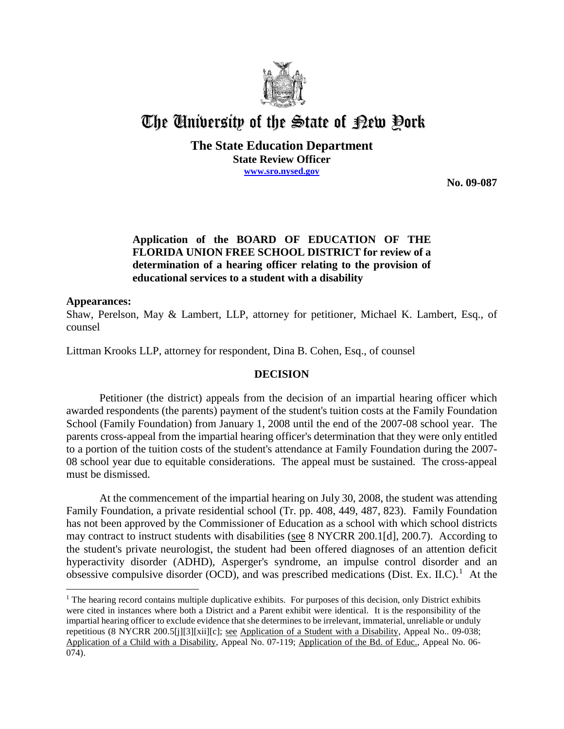# The University of the State of New York

**The State Education Department**
**State Review Officer**
**www.sro.nysed.gov**

**No. 09-087**

**Application of the BOARD OF EDUCATION OF THE FLORIDA UNION FREE SCHOOL DISTRICT for review of a determination of a hearing officer relating to the provision of educational services to a student with a disability**

**Appearances:**

Shaw, Perelson, May & Lambert, LLP, attorney for petitioner, Michael K. Lambert, Esq., of counsel

Littman Krooks LLP, attorney for respondent, Dina B. Cohen, Esq., of counsel

## DECISION

Petitioner (the district) appeals from the decision of an impartial hearing officer which awarded respondents (the parents) payment of the student's tuition costs at the Family Foundation School (Family Foundation) from January 1, 2008 until the end of the 2007-08 school year. The parents cross-appeal from the impartial hearing officer's determination that they were only entitled to a portion of the tuition costs of the student's attendance at Family Foundation during the 2007-08 school year due to equitable considerations. The appeal must be sustained. The cross-appeal must be dismissed.

At the commencement of the impartial hearing on July 30, 2008, the student was attending Family Foundation, a private residential school (Tr. pp. 408, 449, 487, 823). Family Foundation has not been approved by the Commissioner of Education as a school with which school districts may contract to instruct students with disabilities (see 8 NYCRR 200.1[d], 200.7). According to the student's private neurologist, the student had been offered diagnoses of an attention deficit hyperactivity disorder (ADHD), Asperger's syndrome, an impulse control disorder and an obsessive compulsive disorder (OCD), and was prescribed medications (Dist. Ex. II.C).[1] At the

[1] The hearing record contains multiple duplicative exhibits. For purposes of this decision, only District exhibits were cited in instances where both a District and a Parent exhibit were identical. It is the responsibility of the impartial hearing officer to exclude evidence that she determines to be irrelevant, immaterial, unreliable or unduly repetitious (8 NYCRR 200.5[j][3][xii][c]; see Application of a Student with a Disability, Appeal No.. 09-038; Application of a Child with a Disability, Appeal No. 07-119; Application of the Bd. of Educ., Appeal No. 06-074).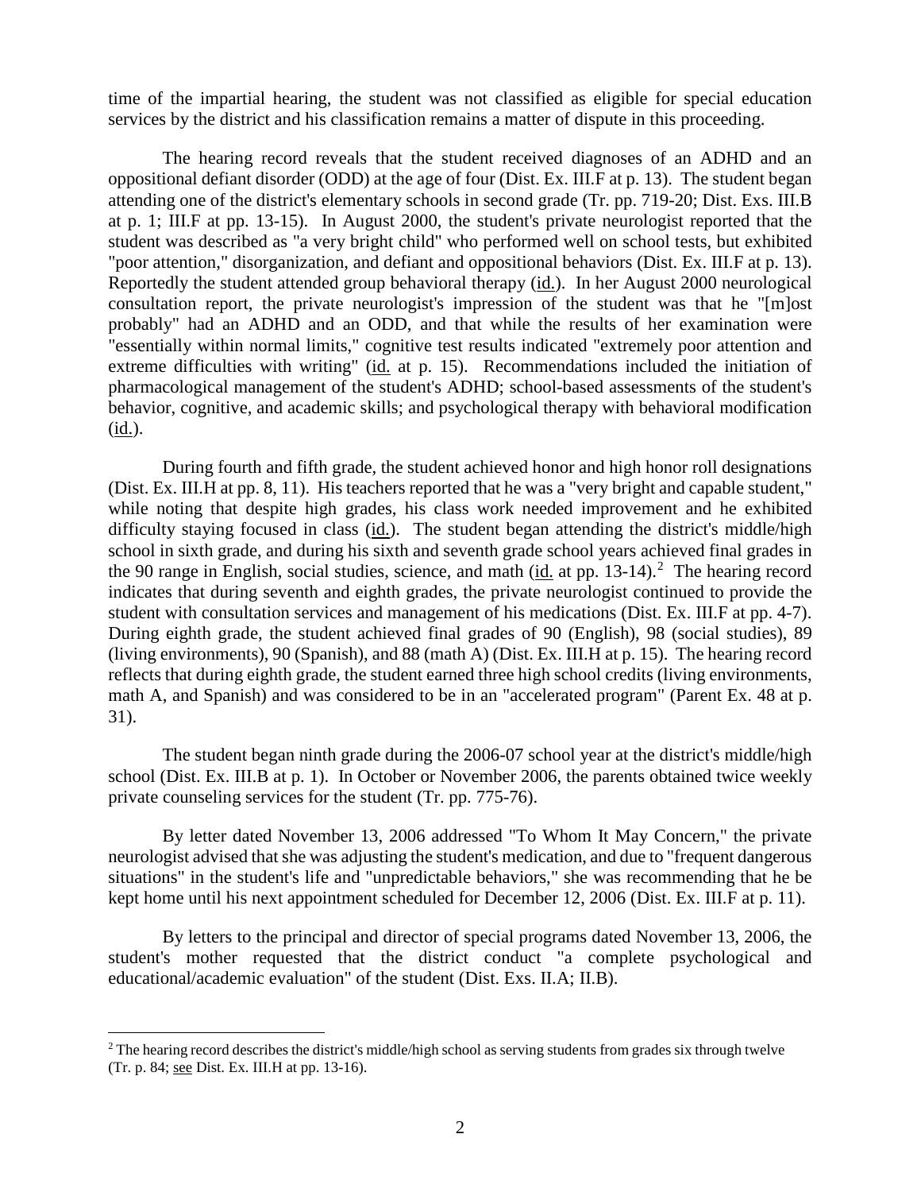time of the impartial hearing, the student was not classified as eligible for special education services by the district and his classification remains a matter of dispute in this proceeding.

The hearing record reveals that the student received diagnoses of an ADHD and an oppositional defiant disorder (ODD) at the age of four (Dist. Ex. III.F at p. 13). The student began attending one of the district's elementary schools in second grade (Tr. pp. 719-20; Dist. Exs. III.B at p. 1; III.F at pp. 13-15). In August 2000, the student's private neurologist reported that the student was described as "a very bright child" who performed well on school tests, but exhibited "poor attention," disorganization, and defiant and oppositional behaviors (Dist. Ex. III.F at p. 13). Reportedly the student attended group behavioral therapy (id.). In her August 2000 neurological consultation report, the private neurologist's impression of the student was that he "[m]ost probably" had an ADHD and an ODD, and that while the results of her examination were "essentially within normal limits," cognitive test results indicated "extremely poor attention and extreme difficulties with writing" (id. at p. 15). Recommendations included the initiation of pharmacological management of the student's ADHD; school-based assessments of the student's behavior, cognitive, and academic skills; and psychological therapy with behavioral modification (id.).

During fourth and fifth grade, the student achieved honor and high honor roll designations (Dist. Ex. III.H at pp. 8, 11). His teachers reported that he was a "very bright and capable student," while noting that despite high grades, his class work needed improvement and he exhibited difficulty staying focused in class (id.). The student began attending the district's middle/high school in sixth grade, and during his sixth and seventh grade school years achieved final grades in the 90 range in English, social studies, science, and math (id. at pp. 13-14).[2] The hearing record indicates that during seventh and eighth grades, the private neurologist continued to provide the student with consultation services and management of his medications (Dist. Ex. III.F at pp. 4-7). During eighth grade, the student achieved final grades of 90 (English), 98 (social studies), 89 (living environments), 90 (Spanish), and 88 (math A) (Dist. Ex. III.H at p. 15). The hearing record reflects that during eighth grade, the student earned three high school credits (living environments, math A, and Spanish) and was considered to be in an "accelerated program" (Parent Ex. 48 at p. 31).

The student began ninth grade during the 2006-07 school year at the district's middle/high school (Dist. Ex. III.B at p. 1). In October or November 2006, the parents obtained twice weekly private counseling services for the student (Tr. pp. 775-76).

By letter dated November 13, 2006 addressed "To Whom It May Concern," the private neurologist advised that she was adjusting the student's medication, and due to "frequent dangerous situations" in the student's life and "unpredictable behaviors," she was recommending that he be kept home until his next appointment scheduled for December 12, 2006 (Dist. Ex. III.F at p. 11).

By letters to the principal and director of special programs dated November 13, 2006, the student's mother requested that the district conduct "a complete psychological and educational/academic evaluation" of the student (Dist. Exs. II.A; II.B).

[2] The hearing record describes the district's middle/high school as serving students from grades six through twelve (Tr. p. 84; see Dist. Ex. III.H at pp. 13-16).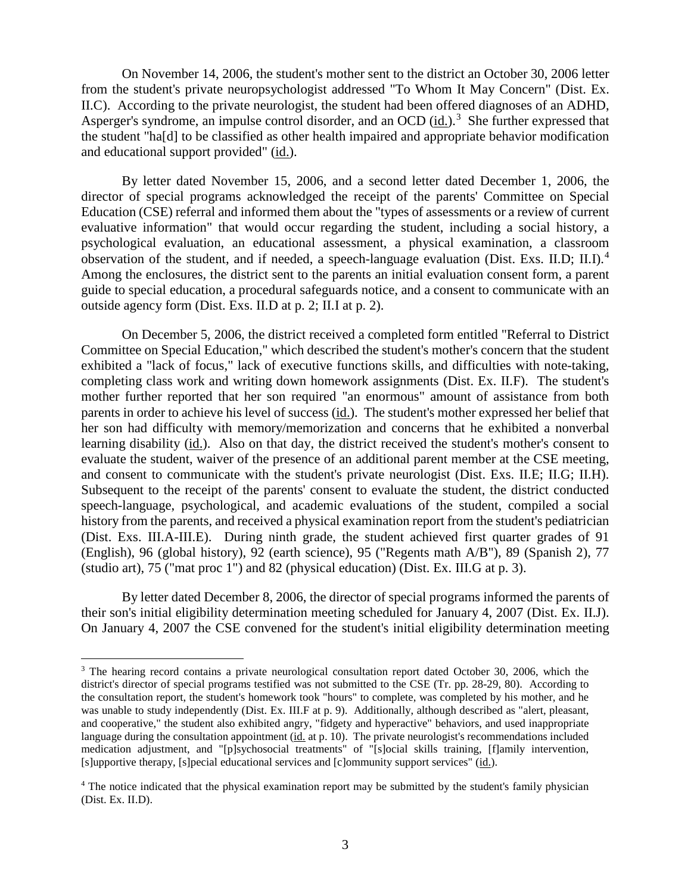On November 14, 2006, the student's mother sent to the district an October 30, 2006 letter from the student's private neuropsychologist addressed "To Whom It May Concern" (Dist. Ex. II.C). According to the private neurologist, the student had been offered diagnoses of an ADHD, Asperger's syndrome, an impulse control disorder, and an OCD (id.).[3] She further expressed that the student "ha[d] to be classified as other health impaired and appropriate behavior modification and educational support provided" (id.).

By letter dated November 15, 2006, and a second letter dated December 1, 2006, the director of special programs acknowledged the receipt of the parents' Committee on Special Education (CSE) referral and informed them about the "types of assessments or a review of current evaluative information" that would occur regarding the student, including a social history, a psychological evaluation, an educational assessment, a physical examination, a classroom observation of the student, and if needed, a speech-language evaluation (Dist. Exs. II.D; II.I).[4] Among the enclosures, the district sent to the parents an initial evaluation consent form, a parent guide to special education, a procedural safeguards notice, and a consent to communicate with an outside agency form (Dist. Exs. II.D at p. 2; II.I at p. 2).

On December 5, 2006, the district received a completed form entitled "Referral to District Committee on Special Education," which described the student's mother's concern that the student exhibited a "lack of focus," lack of executive functions skills, and difficulties with note-taking, completing class work and writing down homework assignments (Dist. Ex. II.F). The student's mother further reported that her son required "an enormous" amount of assistance from both parents in order to achieve his level of success (id.). The student's mother expressed her belief that her son had difficulty with memory/memorization and concerns that he exhibited a nonverbal learning disability (id.). Also on that day, the district received the student's mother's consent to evaluate the student, waiver of the presence of an additional parent member at the CSE meeting, and consent to communicate with the student's private neurologist (Dist. Exs. II.E; II.G; II.H). Subsequent to the receipt of the parents' consent to evaluate the student, the district conducted speech-language, psychological, and academic evaluations of the student, compiled a social history from the parents, and received a physical examination report from the student's pediatrician (Dist. Exs. III.A-III.E). During ninth grade, the student achieved first quarter grades of 91 (English), 96 (global history), 92 (earth science), 95 ("Regents math A/B"), 89 (Spanish 2), 77 (studio art), 75 ("mat proc 1") and 82 (physical education) (Dist. Ex. III.G at p. 3).

By letter dated December 8, 2006, the director of special programs informed the parents of their son's initial eligibility determination meeting scheduled for January 4, 2007 (Dist. Ex. II.J). On January 4, 2007 the CSE convened for the student's initial eligibility determination meeting

---

[3] The hearing record contains a private neurological consultation report dated October 30, 2006, which the district's director of special programs testified was not submitted to the CSE (Tr. pp. 28-29, 80). According to the consultation report, the student's homework took "hours" to complete, was completed by his mother, and he was unable to study independently (Dist. Ex. III.F at p. 9). Additionally, although described as "alert, pleasant, and cooperative," the student also exhibited angry, "fidgety and hyperactive" behaviors, and used inappropriate language during the consultation appointment (id. at p. 10). The private neurologist's recommendations included medication adjustment, and "[p]sychosocial treatments" of "[s]ocial skills training, [f]amily intervention, [s]upportive therapy, [s]pecial educational services and [c]ommunity support services" (id.).

[4] The notice indicated that the physical examination report may be submitted by the student's family physician (Dist. Ex. II.D).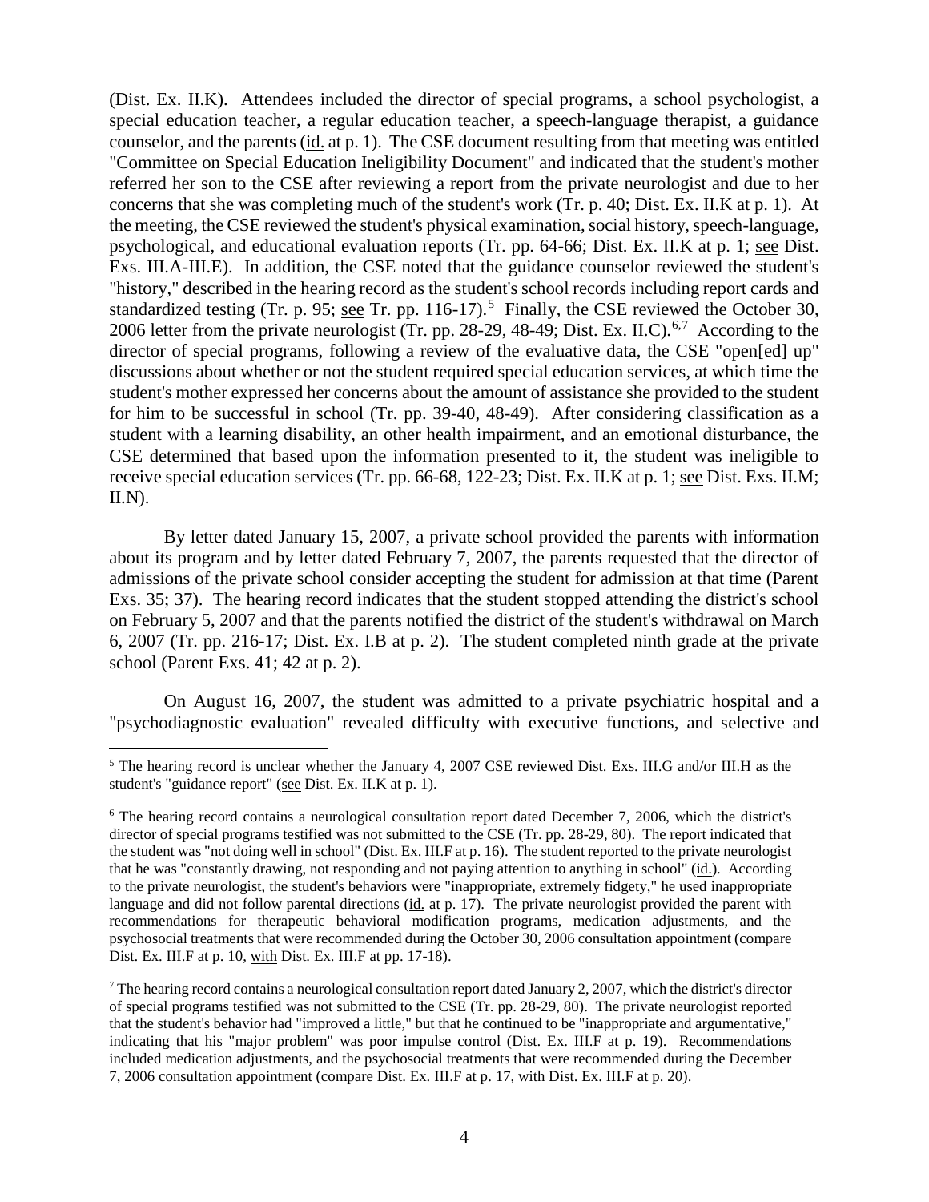(Dist. Ex. II.K). Attendees included the director of special programs, a school psychologist, a special education teacher, a regular education teacher, a speech-language therapist, a guidance counselor, and the parents (id. at p. 1). The CSE document resulting from that meeting was entitled "Committee on Special Education Ineligibility Document" and indicated that the student's mother referred her son to the CSE after reviewing a report from the private neurologist and due to her concerns that she was completing much of the student's work (Tr. p. 40; Dist. Ex. II.K at p. 1). At the meeting, the CSE reviewed the student's physical examination, social history, speech-language, psychological, and educational evaluation reports (Tr. pp. 64-66; Dist. Ex. II.K at p. 1; see Dist. Exs. III.A-III.E). In addition, the CSE noted that the guidance counselor reviewed the student's "history," described in the hearing record as the student's school records including report cards and standardized testing (Tr. p. 95; see Tr. pp. 116-17).[5] Finally, the CSE reviewed the October 30, 2006 letter from the private neurologist (Tr. pp. 28-29, 48-49; Dist. Ex. II.C).[6,7] According to the director of special programs, following a review of the evaluative data, the CSE "open[ed] up" discussions about whether or not the student required special education services, at which time the student's mother expressed her concerns about the amount of assistance she provided to the student for him to be successful in school (Tr. pp. 39-40, 48-49). After considering classification as a student with a learning disability, an other health impairment, and an emotional disturbance, the CSE determined that based upon the information presented to it, the student was ineligible to receive special education services (Tr. pp. 66-68, 122-23; Dist. Ex. II.K at p. 1; see Dist. Exs. II.M; II.N).

By letter dated January 15, 2007, a private school provided the parents with information about its program and by letter dated February 7, 2007, the parents requested that the director of admissions of the private school consider accepting the student for admission at that time (Parent Exs. 35; 37). The hearing record indicates that the student stopped attending the district's school on February 5, 2007 and that the parents notified the district of the student's withdrawal on March 6, 2007 (Tr. pp. 216-17; Dist. Ex. I.B at p. 2). The student completed ninth grade at the private school (Parent Exs. 41; 42 at p. 2).

On August 16, 2007, the student was admitted to a private psychiatric hospital and a "psychodiagnostic evaluation" revealed difficulty with executive functions, and selective and

---

[5] The hearing record is unclear whether the January 4, 2007 CSE reviewed Dist. Exs. III.G and/or III.H as the student's "guidance report" (see Dist. Ex. II.K at p. 1).

[6] The hearing record contains a neurological consultation report dated December 7, 2006, which the district's director of special programs testified was not submitted to the CSE (Tr. pp. 28-29, 80). The report indicated that the student was "not doing well in school" (Dist. Ex. III.F at p. 16). The student reported to the private neurologist that he was "constantly drawing, not responding and not paying attention to anything in school" (id.). According to the private neurologist, the student's behaviors were "inappropriate, extremely fidgety," he used inappropriate language and did not follow parental directions (id. at p. 17). The private neurologist provided the parent with recommendations for therapeutic behavioral modification programs, medication adjustments, and the psychosocial treatments that were recommended during the October 30, 2006 consultation appointment (compare Dist. Ex. III.F at p. 10, with Dist. Ex. III.F at pp. 17-18).

[7] The hearing record contains a neurological consultation report dated January 2, 2007, which the district's director of special programs testified was not submitted to the CSE (Tr. pp. 28-29, 80). The private neurologist reported that the student's behavior had "improved a little," but that he continued to be "inappropriate and argumentative," indicating that his "major problem" was poor impulse control (Dist. Ex. III.F at p. 19). Recommendations included medication adjustments, and the psychosocial treatments that were recommended during the December 7, 2006 consultation appointment (compare Dist. Ex. III.F at p. 17, with Dist. Ex. III.F at p. 20).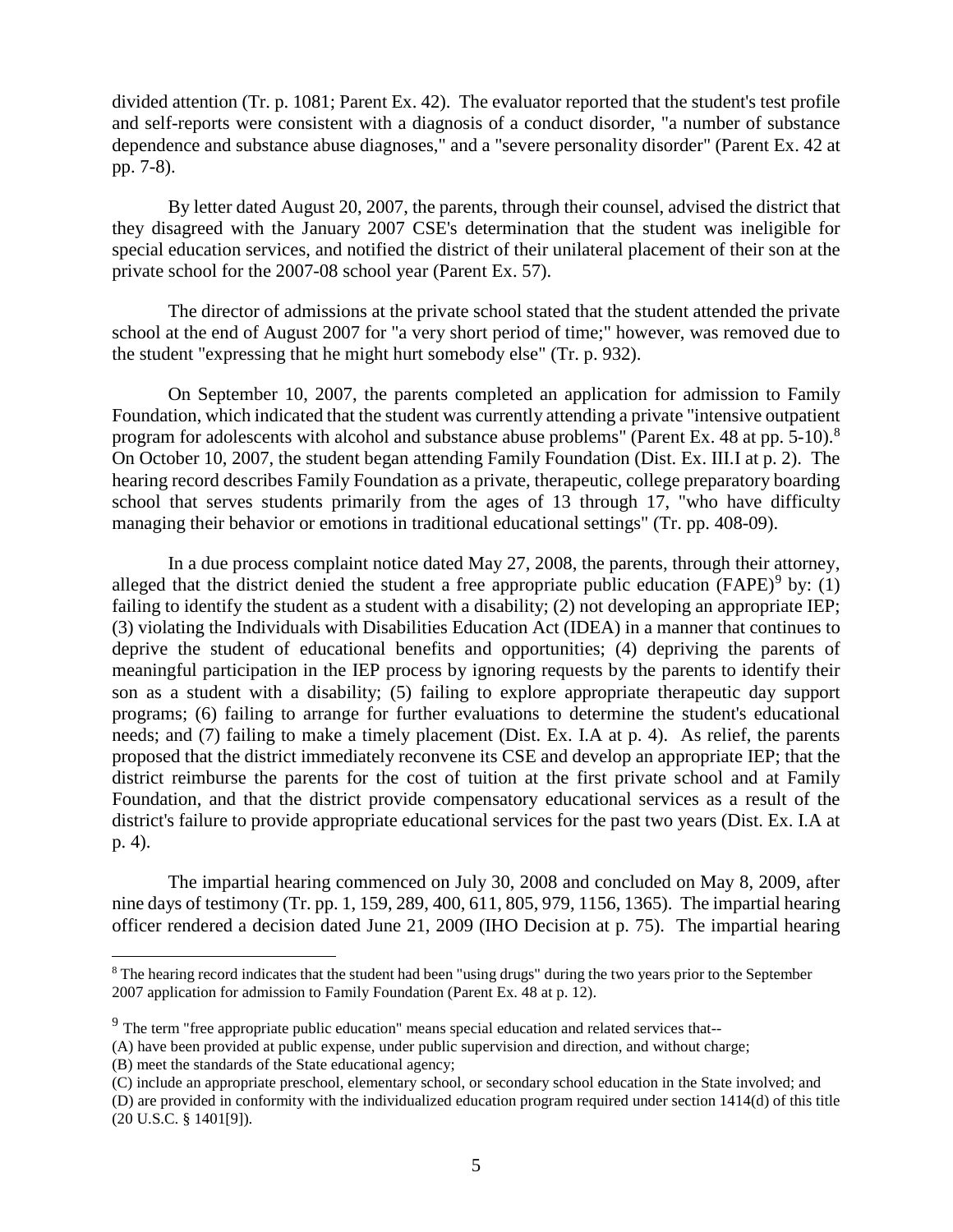divided attention (Tr. p. 1081; Parent Ex. 42). The evaluator reported that the student's test profile and self-reports were consistent with a diagnosis of a conduct disorder, "a number of substance dependence and substance abuse diagnoses," and a "severe personality disorder" (Parent Ex. 42 at pp. 7-8).

By letter dated August 20, 2007, the parents, through their counsel, advised the district that they disagreed with the January 2007 CSE's determination that the student was ineligible for special education services, and notified the district of their unilateral placement of their son at the private school for the 2007-08 school year (Parent Ex. 57).

The director of admissions at the private school stated that the student attended the private school at the end of August 2007 for "a very short period of time;" however, was removed due to the student "expressing that he might hurt somebody else" (Tr. p. 932).

On September 10, 2007, the parents completed an application for admission to Family Foundation, which indicated that the student was currently attending a private "intensive outpatient program for adolescents with alcohol and substance abuse problems" (Parent Ex. 48 at pp. 5-10).[8] On October 10, 2007, the student began attending Family Foundation (Dist. Ex. III.I at p. 2). The hearing record describes Family Foundation as a private, therapeutic, college preparatory boarding school that serves students primarily from the ages of 13 through 17, "who have difficulty managing their behavior or emotions in traditional educational settings" (Tr. pp. 408-09).

In a due process complaint notice dated May 27, 2008, the parents, through their attorney, alleged that the district denied the student a free appropriate public education (FAPE)[9] by: (1) failing to identify the student as a student with a disability; (2) not developing an appropriate IEP; (3) violating the Individuals with Disabilities Education Act (IDEA) in a manner that continues to deprive the student of educational benefits and opportunities; (4) depriving the parents of meaningful participation in the IEP process by ignoring requests by the parents to identify their son as a student with a disability; (5) failing to explore appropriate therapeutic day support programs; (6) failing to arrange for further evaluations to determine the student's educational needs; and (7) failing to make a timely placement (Dist. Ex. I.A at p. 4). As relief, the parents proposed that the district immediately reconvene its CSE and develop an appropriate IEP; that the district reimburse the parents for the cost of tuition at the first private school and at Family Foundation, and that the district provide compensatory educational services as a result of the district's failure to provide appropriate educational services for the past two years (Dist. Ex. I.A at p. 4).

The impartial hearing commenced on July 30, 2008 and concluded on May 8, 2009, after nine days of testimony (Tr. pp. 1, 159, 289, 400, 611, 805, 979, 1156, 1365). The impartial hearing officer rendered a decision dated June 21, 2009 (IHO Decision at p. 75). The impartial hearing

---

[8] The hearing record indicates that the student had been "using drugs" during the two years prior to the September 2007 application for admission to Family Foundation (Parent Ex. 48 at p. 12).

[9] The term "free appropriate public education" means special education and related services that--
(A) have been provided at public expense, under public supervision and direction, and without charge;
(B) meet the standards of the State educational agency;
(C) include an appropriate preschool, elementary school, or secondary school education in the State involved; and
(D) are provided in conformity with the individualized education program required under section 1414(d) of this title (20 U.S.C. § 1401[9]).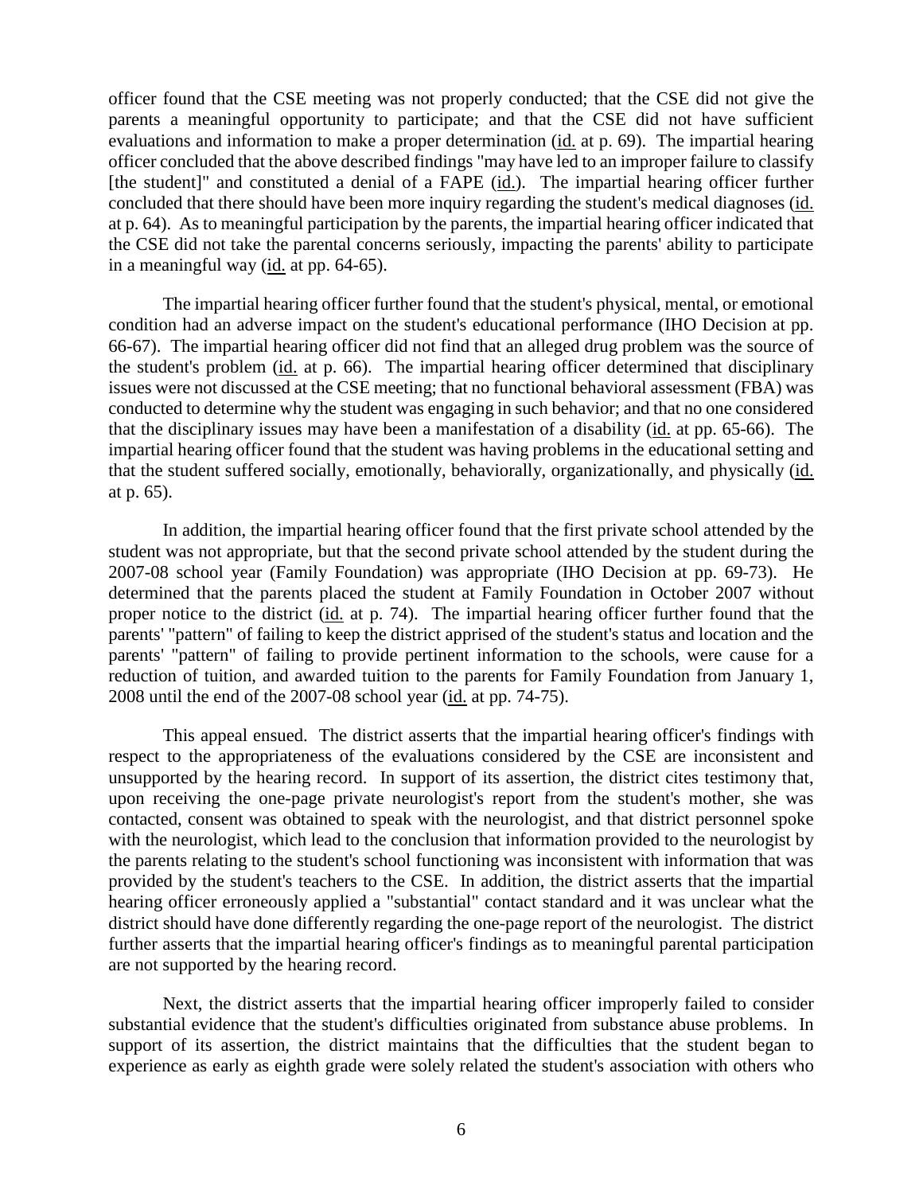officer found that the CSE meeting was not properly conducted; that the CSE did not give the parents a meaningful opportunity to participate; and that the CSE did not have sufficient evaluations and information to make a proper determination (id. at p. 69). The impartial hearing officer concluded that the above described findings "may have led to an improper failure to classify [the student]" and constituted a denial of a FAPE (id.). The impartial hearing officer further concluded that there should have been more inquiry regarding the student's medical diagnoses (id. at p. 64). As to meaningful participation by the parents, the impartial hearing officer indicated that the CSE did not take the parental concerns seriously, impacting the parents' ability to participate in a meaningful way (id. at pp. 64-65).

The impartial hearing officer further found that the student's physical, mental, or emotional condition had an adverse impact on the student's educational performance (IHO Decision at pp. 66-67). The impartial hearing officer did not find that an alleged drug problem was the source of the student's problem (id. at p. 66). The impartial hearing officer determined that disciplinary issues were not discussed at the CSE meeting; that no functional behavioral assessment (FBA) was conducted to determine why the student was engaging in such behavior; and that no one considered that the disciplinary issues may have been a manifestation of a disability (id. at pp. 65-66). The impartial hearing officer found that the student was having problems in the educational setting and that the student suffered socially, emotionally, behaviorally, organizationally, and physically (id. at p. 65).

In addition, the impartial hearing officer found that the first private school attended by the student was not appropriate, but that the second private school attended by the student during the 2007-08 school year (Family Foundation) was appropriate (IHO Decision at pp. 69-73). He determined that the parents placed the student at Family Foundation in October 2007 without proper notice to the district (id. at p. 74). The impartial hearing officer further found that the parents' "pattern" of failing to keep the district apprised of the student's status and location and the parents' "pattern" of failing to provide pertinent information to the schools, were cause for a reduction of tuition, and awarded tuition to the parents for Family Foundation from January 1, 2008 until the end of the 2007-08 school year (id. at pp. 74-75).

This appeal ensued. The district asserts that the impartial hearing officer's findings with respect to the appropriateness of the evaluations considered by the CSE are inconsistent and unsupported by the hearing record. In support of its assertion, the district cites testimony that, upon receiving the one-page private neurologist's report from the student's mother, she was contacted, consent was obtained to speak with the neurologist, and that district personnel spoke with the neurologist, which lead to the conclusion that information provided to the neurologist by the parents relating to the student's school functioning was inconsistent with information that was provided by the student's teachers to the CSE. In addition, the district asserts that the impartial hearing officer erroneously applied a "substantial" contact standard and it was unclear what the district should have done differently regarding the one-page report of the neurologist. The district further asserts that the impartial hearing officer's findings as to meaningful parental participation are not supported by the hearing record.

Next, the district asserts that the impartial hearing officer improperly failed to consider substantial evidence that the student's difficulties originated from substance abuse problems. In support of its assertion, the district maintains that the difficulties that the student began to experience as early as eighth grade were solely related the student's association with others who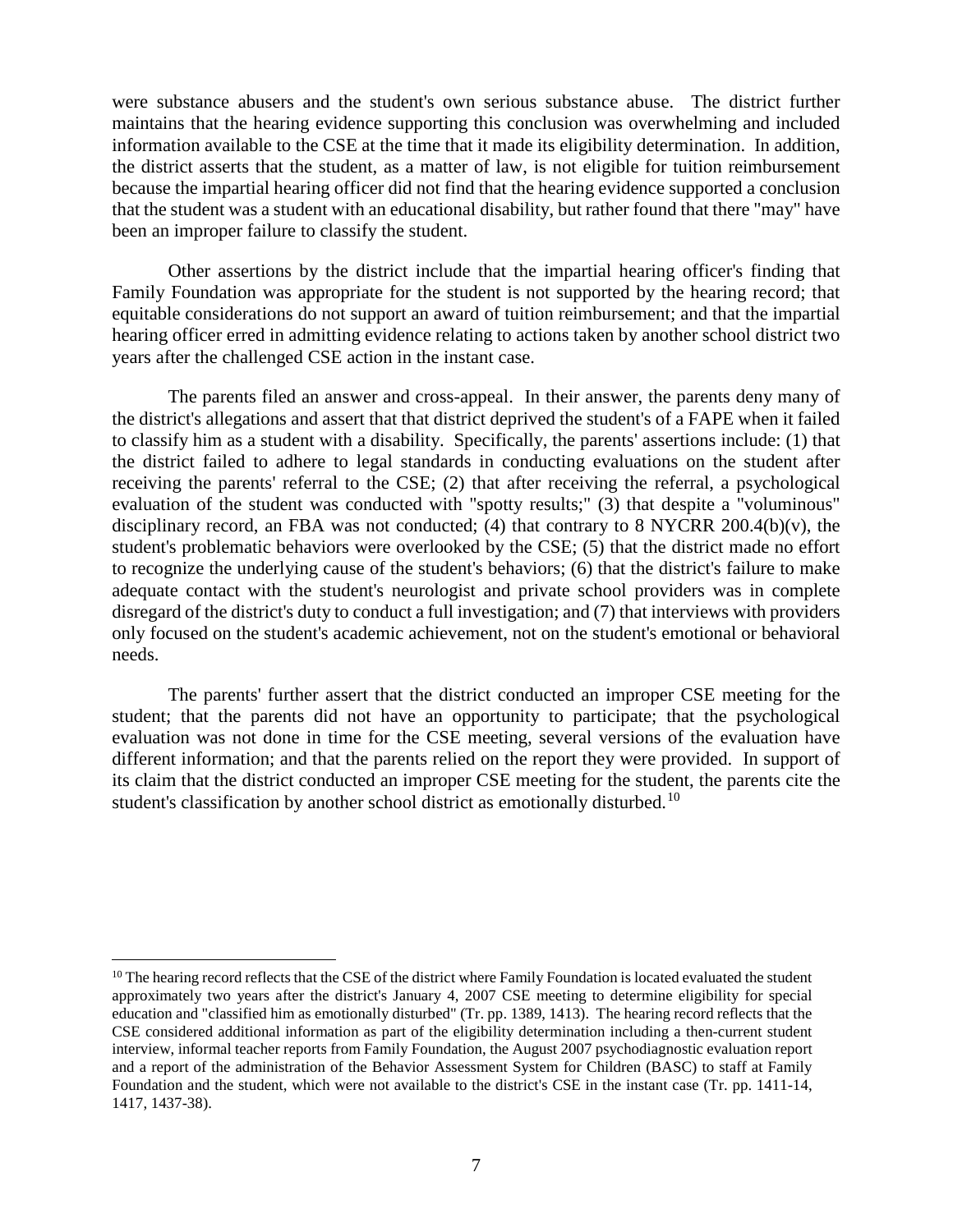were substance abusers and the student's own serious substance abuse. The district further maintains that the hearing evidence supporting this conclusion was overwhelming and included information available to the CSE at the time that it made its eligibility determination. In addition, the district asserts that the student, as a matter of law, is not eligible for tuition reimbursement because the impartial hearing officer did not find that the hearing evidence supported a conclusion that the student was a student with an educational disability, but rather found that there "may" have been an improper failure to classify the student.

Other assertions by the district include that the impartial hearing officer's finding that Family Foundation was appropriate for the student is not supported by the hearing record; that equitable considerations do not support an award of tuition reimbursement; and that the impartial hearing officer erred in admitting evidence relating to actions taken by another school district two years after the challenged CSE action in the instant case.

The parents filed an answer and cross-appeal. In their answer, the parents deny many of the district's allegations and assert that that district deprived the student's of a FAPE when it failed to classify him as a student with a disability. Specifically, the parents' assertions include: (1) that the district failed to adhere to legal standards in conducting evaluations on the student after receiving the parents' referral to the CSE; (2) that after receiving the referral, a psychological evaluation of the student was conducted with "spotty results;" (3) that despite a "voluminous" disciplinary record, an FBA was not conducted; (4) that contrary to 8 NYCRR 200.4(b)(v), the student's problematic behaviors were overlooked by the CSE; (5) that the district made no effort to recognize the underlying cause of the student's behaviors; (6) that the district's failure to make adequate contact with the student's neurologist and private school providers was in complete disregard of the district's duty to conduct a full investigation; and (7) that interviews with providers only focused on the student's academic achievement, not on the student's emotional or behavioral needs.

The parents' further assert that the district conducted an improper CSE meeting for the student; that the parents did not have an opportunity to participate; that the psychological evaluation was not done in time for the CSE meeting, several versions of the evaluation have different information; and that the parents relied on the report they were provided. In support of its claim that the district conducted an improper CSE meeting for the student, the parents cite the student's classification by another school district as emotionally disturbed.[10]

[10] The hearing record reflects that the CSE of the district where Family Foundation is located evaluated the student approximately two years after the district's January 4, 2007 CSE meeting to determine eligibility for special education and "classified him as emotionally disturbed" (Tr. pp. 1389, 1413). The hearing record reflects that the CSE considered additional information as part of the eligibility determination including a then-current student interview, informal teacher reports from Family Foundation, the August 2007 psychodiagnostic evaluation report and a report of the administration of the Behavior Assessment System for Children (BASC) to staff at Family Foundation and the student, which were not available to the district's CSE in the instant case (Tr. pp. 1411-14, 1417, 1437-38).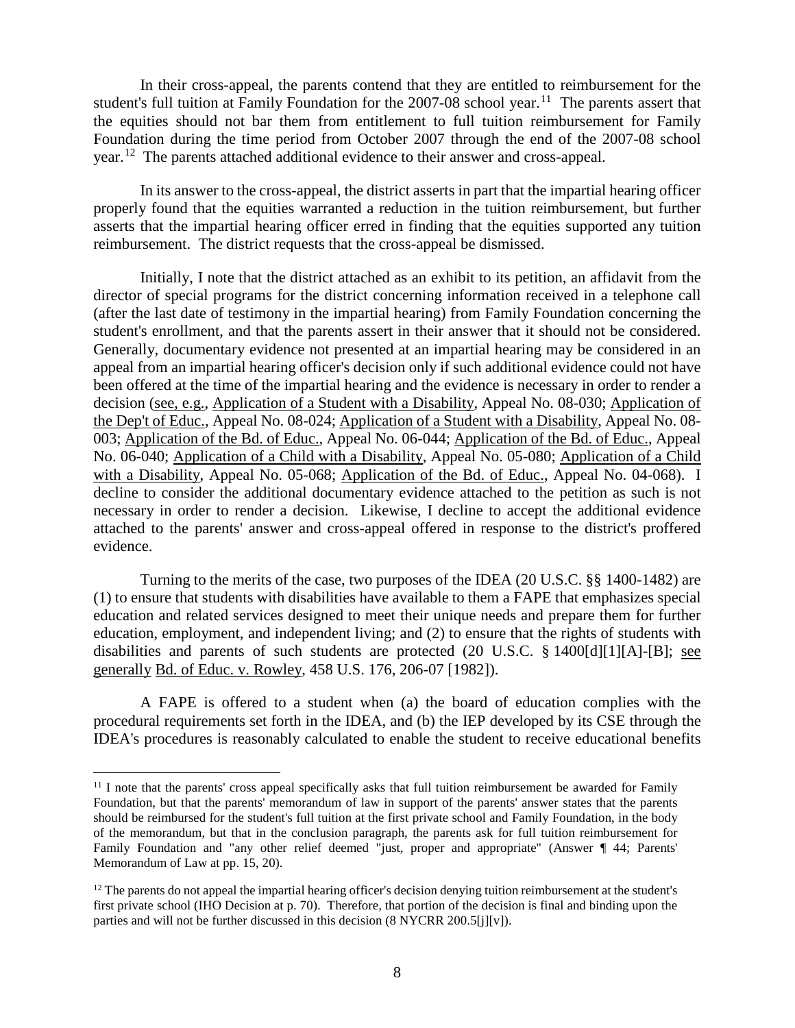In their cross-appeal, the parents contend that they are entitled to reimbursement for the student's full tuition at Family Foundation for the 2007-08 school year.[11] The parents assert that the equities should not bar them from entitlement to full tuition reimbursement for Family Foundation during the time period from October 2007 through the end of the 2007-08 school year.[12] The parents attached additional evidence to their answer and cross-appeal.

In its answer to the cross-appeal, the district asserts in part that the impartial hearing officer properly found that the equities warranted a reduction in the tuition reimbursement, but further asserts that the impartial hearing officer erred in finding that the equities supported any tuition reimbursement. The district requests that the cross-appeal be dismissed.

Initially, I note that the district attached as an exhibit to its petition, an affidavit from the director of special programs for the district concerning information received in a telephone call (after the last date of testimony in the impartial hearing) from Family Foundation concerning the student's enrollment, and that the parents assert in their answer that it should not be considered. Generally, documentary evidence not presented at an impartial hearing may be considered in an appeal from an impartial hearing officer's decision only if such additional evidence could not have been offered at the time of the impartial hearing and the evidence is necessary in order to render a decision (see, e.g., Application of a Student with a Disability, Appeal No. 08-030; Application of the Dep't of Educ., Appeal No. 08-024; Application of a Student with a Disability, Appeal No. 08-003; Application of the Bd. of Educ., Appeal No. 06-044; Application of the Bd. of Educ., Appeal No. 06-040; Application of a Child with a Disability, Appeal No. 05-080; Application of a Child with a Disability, Appeal No. 05-068; Application of the Bd. of Educ., Appeal No. 04-068). I decline to consider the additional documentary evidence attached to the petition as such is not necessary in order to render a decision. Likewise, I decline to accept the additional evidence attached to the parents' answer and cross-appeal offered in response to the district's proffered evidence.

Turning to the merits of the case, two purposes of the IDEA (20 U.S.C. §§ 1400-1482) are (1) to ensure that students with disabilities have available to them a FAPE that emphasizes special education and related services designed to meet their unique needs and prepare them for further education, employment, and independent living; and (2) to ensure that the rights of students with disabilities and parents of such students are protected (20 U.S.C. § 1400[d][1][A]-[B]; see generally Bd. of Educ. v. Rowley, 458 U.S. 176, 206-07 [1982]).

A FAPE is offered to a student when (a) the board of education complies with the procedural requirements set forth in the IDEA, and (b) the IEP developed by its CSE through the IDEA's procedures is reasonably calculated to enable the student to receive educational benefits

---

[11] I note that the parents' cross appeal specifically asks that full tuition reimbursement be awarded for Family Foundation, but that the parents' memorandum of law in support of the parents' answer states that the parents should be reimbursed for the student's full tuition at the first private school and Family Foundation, in the body of the memorandum, but that in the conclusion paragraph, the parents ask for full tuition reimbursement for Family Foundation and "any other relief deemed "just, proper and appropriate" (Answer ¶ 44; Parents' Memorandum of Law at pp. 15, 20).

[12] The parents do not appeal the impartial hearing officer's decision denying tuition reimbursement at the student's first private school (IHO Decision at p. 70). Therefore, that portion of the decision is final and binding upon the parties and will not be further discussed in this decision (8 NYCRR 200.5[j][v]).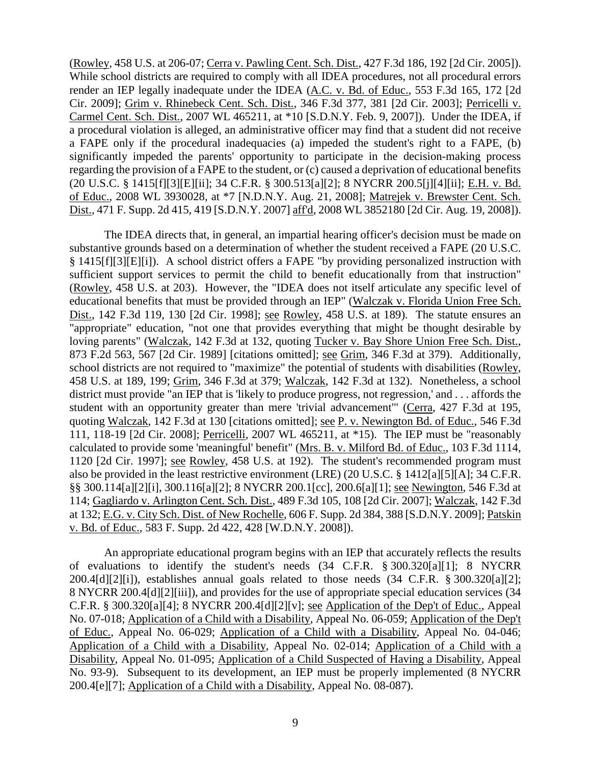(Rowley, 458 U.S. at 206-07; Cerra v. Pawling Cent. Sch. Dist., 427 F.3d 186, 192 [2d Cir. 2005]). While school districts are required to comply with all IDEA procedures, not all procedural errors render an IEP legally inadequate under the IDEA (A.C. v. Bd. of Educ., 553 F.3d 165, 172 [2d Cir. 2009]; Grim v. Rhinebeck Cent. Sch. Dist., 346 F.3d 377, 381 [2d Cir. 2003]; Perricelli v. Carmel Cent. Sch. Dist., 2007 WL 465211, at *10 [S.D.N.Y. Feb. 9, 2007]). Under the IDEA, if a procedural violation is alleged, an administrative officer may find that a student did not receive a FAPE only if the procedural inadequacies (a) impeded the student's right to a FAPE, (b) significantly impeded the parents' opportunity to participate in the decision-making process regarding the provision of a FAPE to the student, or (c) caused a deprivation of educational benefits (20 U.S.C. § 1415[f][3][E][ii]; 34 C.F.R. § 300.513[a][2]; 8 NYCRR 200.5[j][4][ii]; E.H. v. Bd. of Educ., 2008 WL 3930028, at *7 [N.D.N.Y. Aug. 21, 2008]; Matrejek v. Brewster Cent. Sch. Dist., 471 F. Supp. 2d 415, 419 [S.D.N.Y. 2007] aff'd, 2008 WL 3852180 [2d Cir. Aug. 19, 2008]).

The IDEA directs that, in general, an impartial hearing officer's decision must be made on substantive grounds based on a determination of whether the student received a FAPE (20 U.S.C. § 1415[f][3][E][i]). A school district offers a FAPE "by providing personalized instruction with sufficient support services to permit the child to benefit educationally from that instruction" (Rowley, 458 U.S. at 203). However, the "IDEA does not itself articulate any specific level of educational benefits that must be provided through an IEP" (Walczak v. Florida Union Free Sch. Dist., 142 F.3d 119, 130 [2d Cir. 1998]; see Rowley, 458 U.S. at 189). The statute ensures an "appropriate" education, "not one that provides everything that might be thought desirable by loving parents" (Walczak, 142 F.3d at 132, quoting Tucker v. Bay Shore Union Free Sch. Dist., 873 F.2d 563, 567 [2d Cir. 1989] [citations omitted]; see Grim, 346 F.3d at 379). Additionally, school districts are not required to "maximize" the potential of students with disabilities (Rowley, 458 U.S. at 189, 199; Grim, 346 F.3d at 379; Walczak, 142 F.3d at 132). Nonetheless, a school district must provide "an IEP that is 'likely to produce progress, not regression,' and . . . affords the student with an opportunity greater than mere 'trivial advancement'" (Cerra, 427 F.3d at 195, quoting Walczak, 142 F.3d at 130 [citations omitted]; see P. v. Newington Bd. of Educ., 546 F.3d 111, 118-19 [2d Cir. 2008]; Perricelli, 2007 WL 465211, at *15). The IEP must be "reasonably calculated to provide some 'meaningful' benefit" (Mrs. B. v. Milford Bd. of Educ., 103 F.3d 1114, 1120 [2d Cir. 1997]; see Rowley, 458 U.S. at 192). The student's recommended program must also be provided in the least restrictive environment (LRE) (20 U.S.C. § 1412[a][5][A]; 34 C.F.R. §§ 300.114[a][2][i], 300.116[a][2]; 8 NYCRR 200.1[cc], 200.6[a][1]; see Newington, 546 F.3d at 114; Gagliardo v. Arlington Cent. Sch. Dist., 489 F.3d 105, 108 [2d Cir. 2007]; Walczak, 142 F.3d at 132; E.G. v. City Sch. Dist. of New Rochelle, 606 F. Supp. 2d 384, 388 [S.D.N.Y. 2009]; Patskin v. Bd. of Educ., 583 F. Supp. 2d 422, 428 [W.D.N.Y. 2008]).

An appropriate educational program begins with an IEP that accurately reflects the results of evaluations to identify the student's needs (34 C.F.R. § 300.320[a][1]; 8 NYCRR 200.4[d][2][i]), establishes annual goals related to those needs (34 C.F.R. § 300.320[a][2]; 8 NYCRR 200.4[d][2][iii]), and provides for the use of appropriate special education services (34 C.F.R. § 300.320[a][4]; 8 NYCRR 200.4[d][2][v]; see Application of the Dep't of Educ., Appeal No. 07-018; Application of a Child with a Disability, Appeal No. 06-059; Application of the Dep't of Educ., Appeal No. 06-029; Application of a Child with a Disability, Appeal No. 04-046; Application of a Child with a Disability, Appeal No. 02-014; Application of a Child with a Disability, Appeal No. 01-095; Application of a Child Suspected of Having a Disability, Appeal No. 93-9). Subsequent to its development, an IEP must be properly implemented (8 NYCRR 200.4[e][7]; Application of a Child with a Disability, Appeal No. 08-087).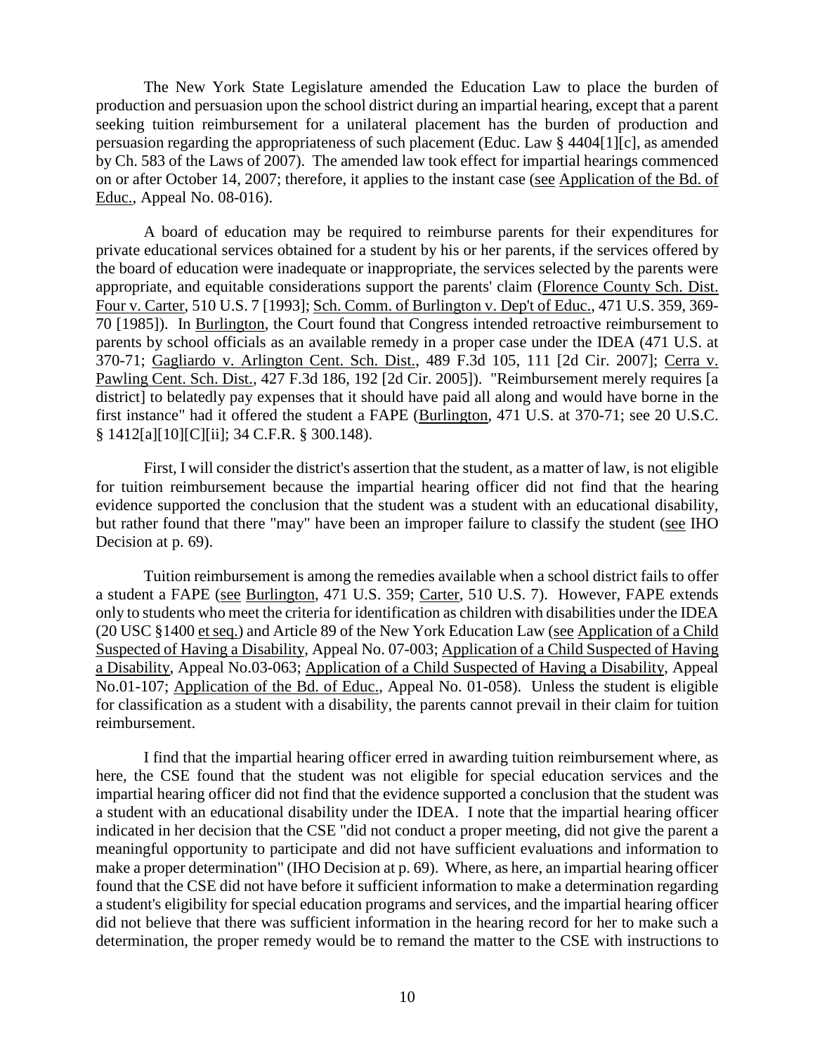The New York State Legislature amended the Education Law to place the burden of production and persuasion upon the school district during an impartial hearing, except that a parent seeking tuition reimbursement for a unilateral placement has the burden of production and persuasion regarding the appropriateness of such placement (Educ. Law § 4404[1][c], as amended by Ch. 583 of the Laws of 2007). The amended law took effect for impartial hearings commenced on or after October 14, 2007; therefore, it applies to the instant case (see Application of the Bd. of Educ., Appeal No. 08-016).

A board of education may be required to reimburse parents for their expenditures for private educational services obtained for a student by his or her parents, if the services offered by the board of education were inadequate or inappropriate, the services selected by the parents were appropriate, and equitable considerations support the parents' claim (Florence County Sch. Dist. Four v. Carter, 510 U.S. 7 [1993]; Sch. Comm. of Burlington v. Dep't of Educ., 471 U.S. 359, 369-70 [1985]). In Burlington, the Court found that Congress intended retroactive reimbursement to parents by school officials as an available remedy in a proper case under the IDEA (471 U.S. at 370-71; Gagliardo v. Arlington Cent. Sch. Dist., 489 F.3d 105, 111 [2d Cir. 2007]; Cerra v. Pawling Cent. Sch. Dist., 427 F.3d 186, 192 [2d Cir. 2005]). "Reimbursement merely requires [a district] to belatedly pay expenses that it should have paid all along and would have borne in the first instance" had it offered the student a FAPE (Burlington, 471 U.S. at 370-71; see 20 U.S.C. § 1412[a][10][C][ii]; 34 C.F.R. § 300.148).

First, I will consider the district's assertion that the student, as a matter of law, is not eligible for tuition reimbursement because the impartial hearing officer did not find that the hearing evidence supported the conclusion that the student was a student with an educational disability, but rather found that there "may" have been an improper failure to classify the student (see IHO Decision at p. 69).

Tuition reimbursement is among the remedies available when a school district fails to offer a student a FAPE (see Burlington, 471 U.S. 359; Carter, 510 U.S. 7). However, FAPE extends only to students who meet the criteria for identification as children with disabilities under the IDEA (20 USC §1400 et seq.) and Article 89 of the New York Education Law (see Application of a Child Suspected of Having a Disability, Appeal No. 07-003; Application of a Child Suspected of Having a Disability, Appeal No.03-063; Application of a Child Suspected of Having a Disability, Appeal No.01-107; Application of the Bd. of Educ., Appeal No. 01-058). Unless the student is eligible for classification as a student with a disability, the parents cannot prevail in their claim for tuition reimbursement.

I find that the impartial hearing officer erred in awarding tuition reimbursement where, as here, the CSE found that the student was not eligible for special education services and the impartial hearing officer did not find that the evidence supported a conclusion that the student was a student with an educational disability under the IDEA. I note that the impartial hearing officer indicated in her decision that the CSE "did not conduct a proper meeting, did not give the parent a meaningful opportunity to participate and did not have sufficient evaluations and information to make a proper determination" (IHO Decision at p. 69). Where, as here, an impartial hearing officer found that the CSE did not have before it sufficient information to make a determination regarding a student's eligibility for special education programs and services, and the impartial hearing officer did not believe that there was sufficient information in the hearing record for her to make such a determination, the proper remedy would be to remand the matter to the CSE with instructions to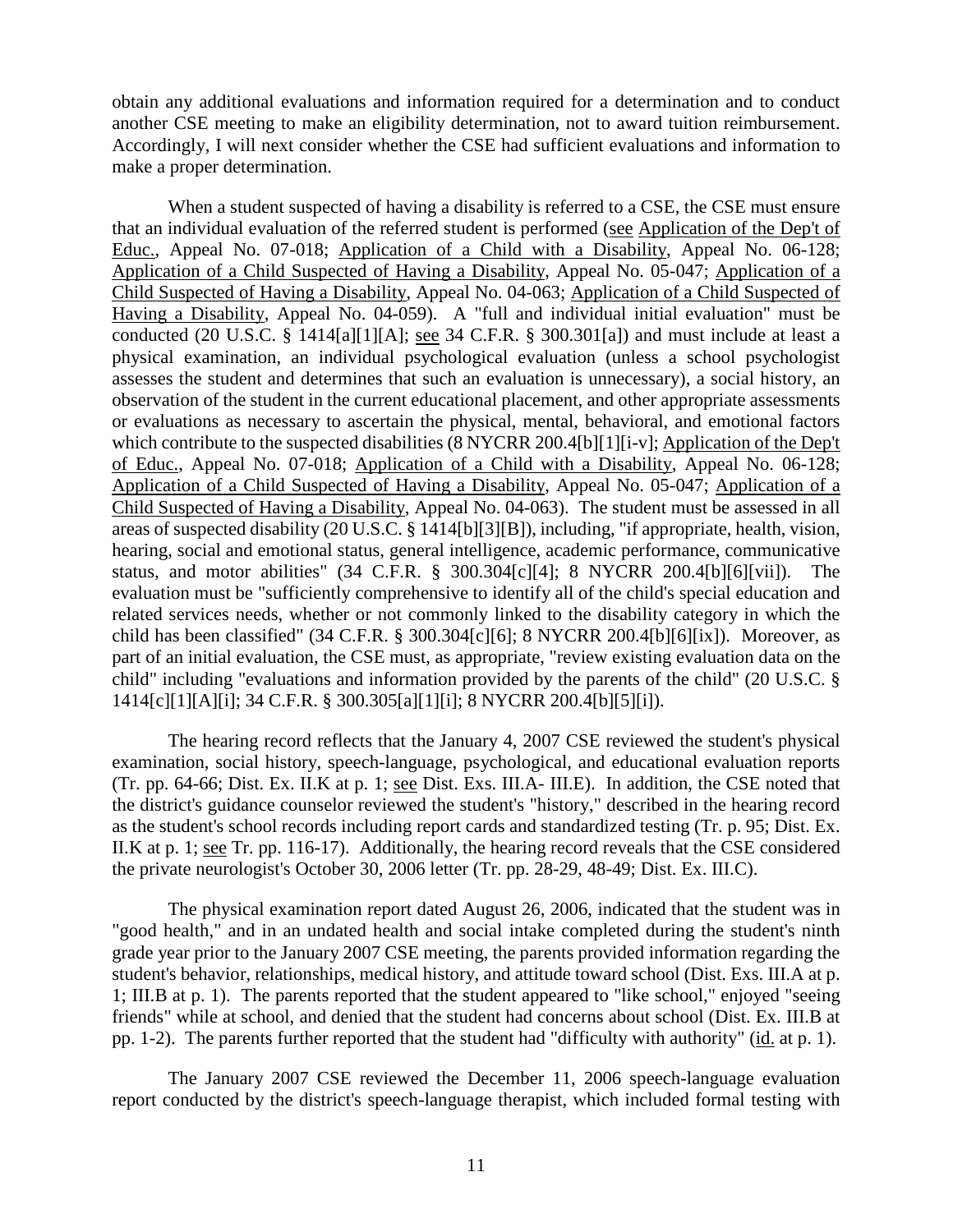obtain any additional evaluations and information required for a determination and to conduct another CSE meeting to make an eligibility determination, not to award tuition reimbursement. Accordingly, I will next consider whether the CSE had sufficient evaluations and information to make a proper determination.

When a student suspected of having a disability is referred to a CSE, the CSE must ensure that an individual evaluation of the referred student is performed (see Application of the Dep't of Educ., Appeal No. 07-018; Application of a Child with a Disability, Appeal No. 06-128; Application of a Child Suspected of Having a Disability, Appeal No. 05-047; Application of a Child Suspected of Having a Disability, Appeal No. 04-063; Application of a Child Suspected of Having a Disability, Appeal No. 04-059). A "full and individual initial evaluation" must be conducted (20 U.S.C. § 1414[a][1][A]; see 34 C.F.R. § 300.301[a]) and must include at least a physical examination, an individual psychological evaluation (unless a school psychologist assesses the student and determines that such an evaluation is unnecessary), a social history, an observation of the student in the current educational placement, and other appropriate assessments or evaluations as necessary to ascertain the physical, mental, behavioral, and emotional factors which contribute to the suspected disabilities (8 NYCRR 200.4[b][1][i-v]; Application of the Dep't of Educ., Appeal No. 07-018; Application of a Child with a Disability, Appeal No. 06-128; Application of a Child Suspected of Having a Disability, Appeal No. 05-047; Application of a Child Suspected of Having a Disability, Appeal No. 04-063). The student must be assessed in all areas of suspected disability (20 U.S.C. § 1414[b][3][B]), including, "if appropriate, health, vision, hearing, social and emotional status, general intelligence, academic performance, communicative status, and motor abilities" (34 C.F.R. § 300.304[c][4]; 8 NYCRR 200.4[b][6][vii]). The evaluation must be "sufficiently comprehensive to identify all of the child's special education and related services needs, whether or not commonly linked to the disability category in which the child has been classified" (34 C.F.R. § 300.304[c][6]; 8 NYCRR 200.4[b][6][ix]). Moreover, as part of an initial evaluation, the CSE must, as appropriate, "review existing evaluation data on the child" including "evaluations and information provided by the parents of the child" (20 U.S.C. § 1414[c][1][A][i]; 34 C.F.R. § 300.305[a][1][i]; 8 NYCRR 200.4[b][5][i]).

The hearing record reflects that the January 4, 2007 CSE reviewed the student's physical examination, social history, speech-language, psychological, and educational evaluation reports (Tr. pp. 64-66; Dist. Ex. II.K at p. 1; see Dist. Exs. III.A- III.E). In addition, the CSE noted that the district's guidance counselor reviewed the student's "history," described in the hearing record as the student's school records including report cards and standardized testing (Tr. p. 95; Dist. Ex. II.K at p. 1; see Tr. pp. 116-17). Additionally, the hearing record reveals that the CSE considered the private neurologist's October 30, 2006 letter (Tr. pp. 28-29, 48-49; Dist. Ex. III.C).

The physical examination report dated August 26, 2006, indicated that the student was in "good health," and in an undated health and social intake completed during the student's ninth grade year prior to the January 2007 CSE meeting, the parents provided information regarding the student's behavior, relationships, medical history, and attitude toward school (Dist. Exs. III.A at p. 1; III.B at p. 1). The parents reported that the student appeared to "like school," enjoyed "seeing friends" while at school, and denied that the student had concerns about school (Dist. Ex. III.B at pp. 1-2). The parents further reported that the student had "difficulty with authority" (id. at p. 1).

The January 2007 CSE reviewed the December 11, 2006 speech-language evaluation report conducted by the district's speech-language therapist, which included formal testing with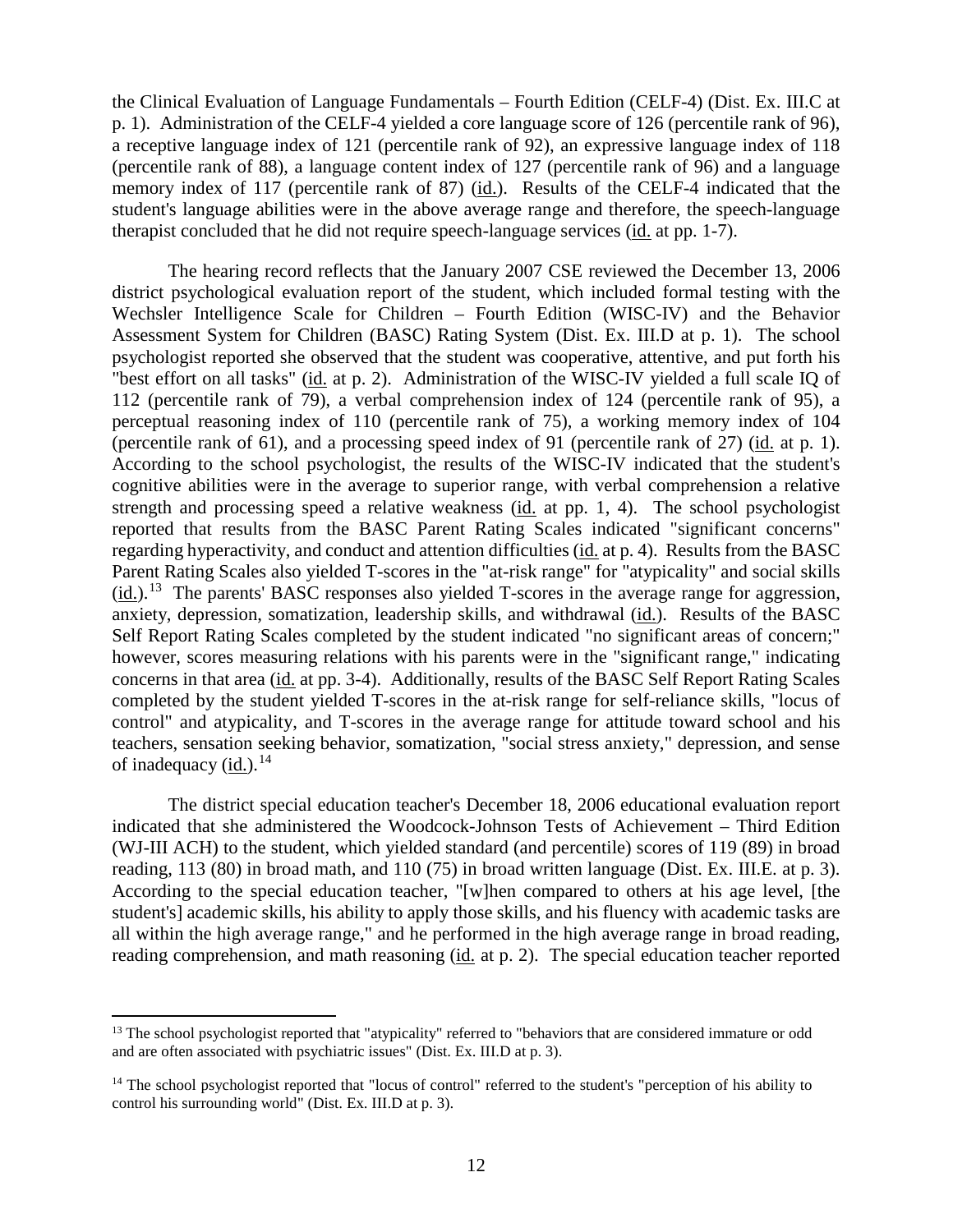the Clinical Evaluation of Language Fundamentals – Fourth Edition (CELF-4) (Dist. Ex. III.C at p. 1). Administration of the CELF-4 yielded a core language score of 126 (percentile rank of 96), a receptive language index of 121 (percentile rank of 92), an expressive language index of 118 (percentile rank of 88), a language content index of 127 (percentile rank of 96) and a language memory index of 117 (percentile rank of 87) (id.). Results of the CELF-4 indicated that the student's language abilities were in the above average range and therefore, the speech-language therapist concluded that he did not require speech-language services (id. at pp. 1-7).

The hearing record reflects that the January 2007 CSE reviewed the December 13, 2006 district psychological evaluation report of the student, which included formal testing with the Wechsler Intelligence Scale for Children – Fourth Edition (WISC-IV) and the Behavior Assessment System for Children (BASC) Rating System (Dist. Ex. III.D at p. 1). The school psychologist reported she observed that the student was cooperative, attentive, and put forth his "best effort on all tasks" (id. at p. 2). Administration of the WISC-IV yielded a full scale IQ of 112 (percentile rank of 79), a verbal comprehension index of 124 (percentile rank of 95), a perceptual reasoning index of 110 (percentile rank of 75), a working memory index of 104 (percentile rank of 61), and a processing speed index of 91 (percentile rank of 27) (id. at p. 1). According to the school psychologist, the results of the WISC-IV indicated that the student's cognitive abilities were in the average to superior range, with verbal comprehension a relative strength and processing speed a relative weakness (id. at pp. 1, 4). The school psychologist reported that results from the BASC Parent Rating Scales indicated "significant concerns" regarding hyperactivity, and conduct and attention difficulties (id. at p. 4). Results from the BASC Parent Rating Scales also yielded T-scores in the "at-risk range" for "atypicality" and social skills (id.).[13] The parents' BASC responses also yielded T-scores in the average range for aggression, anxiety, depression, somatization, leadership skills, and withdrawal (id.). Results of the BASC Self Report Rating Scales completed by the student indicated "no significant areas of concern;" however, scores measuring relations with his parents were in the "significant range," indicating concerns in that area (id. at pp. 3-4). Additionally, results of the BASC Self Report Rating Scales completed by the student yielded T-scores in the at-risk range for self-reliance skills, "locus of control" and atypicality, and T-scores in the average range for attitude toward school and his teachers, sensation seeking behavior, somatization, "social stress anxiety," depression, and sense of inadequacy (id.).[14]

The district special education teacher's December 18, 2006 educational evaluation report indicated that she administered the Woodcock-Johnson Tests of Achievement – Third Edition (WJ-III ACH) to the student, which yielded standard (and percentile) scores of 119 (89) in broad reading, 113 (80) in broad math, and 110 (75) in broad written language (Dist. Ex. III.E. at p. 3). According to the special education teacher, "[w]hen compared to others at his age level, [the student's] academic skills, his ability to apply those skills, and his fluency with academic tasks are all within the high average range," and he performed in the high average range in broad reading, reading comprehension, and math reasoning (id. at p. 2). The special education teacher reported

---

[13] The school psychologist reported that "atypicality" referred to "behaviors that are considered immature or odd and are often associated with psychiatric issues" (Dist. Ex. III.D at p. 3).

[14] The school psychologist reported that "locus of control" referred to the student's "perception of his ability to control his surrounding world" (Dist. Ex. III.D at p. 3).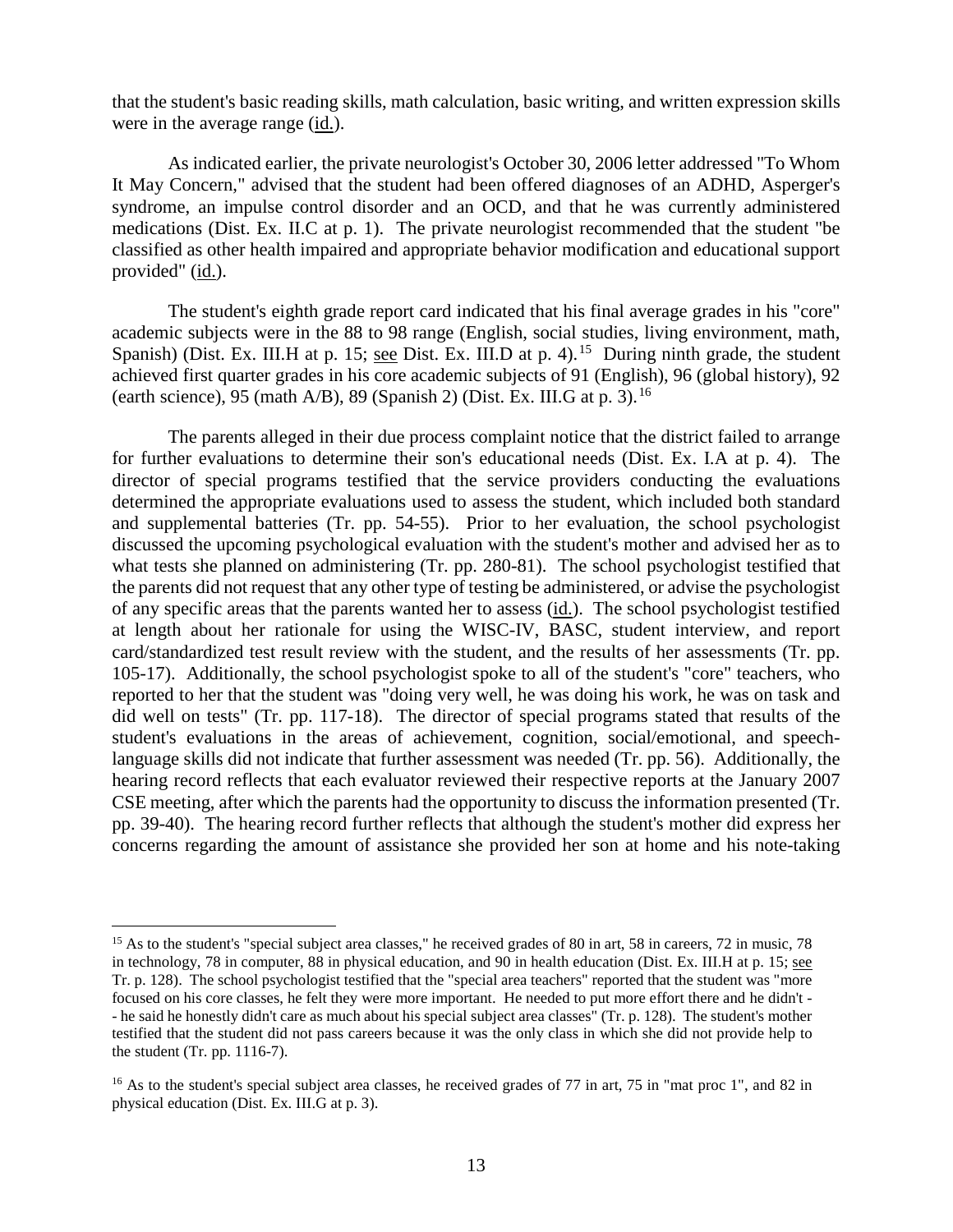that the student's basic reading skills, math calculation, basic writing, and written expression skills were in the average range (id.).

As indicated earlier, the private neurologist's October 30, 2006 letter addressed "To Whom It May Concern," advised that the student had been offered diagnoses of an ADHD, Asperger's syndrome, an impulse control disorder and an OCD, and that he was currently administered medications (Dist. Ex. II.C at p. 1). The private neurologist recommended that the student "be classified as other health impaired and appropriate behavior modification and educational support provided" (id.).

The student's eighth grade report card indicated that his final average grades in his "core" academic subjects were in the 88 to 98 range (English, social studies, living environment, math, Spanish) (Dist. Ex. III.H at p. 15; see Dist. Ex. III.D at p. 4).[15] During ninth grade, the student achieved first quarter grades in his core academic subjects of 91 (English), 96 (global history), 92 (earth science), 95 (math A/B), 89 (Spanish 2) (Dist. Ex. III.G at p. 3).[16]

The parents alleged in their due process complaint notice that the district failed to arrange for further evaluations to determine their son's educational needs (Dist. Ex. I.A at p. 4). The director of special programs testified that the service providers conducting the evaluations determined the appropriate evaluations used to assess the student, which included both standard and supplemental batteries (Tr. pp. 54-55). Prior to her evaluation, the school psychologist discussed the upcoming psychological evaluation with the student's mother and advised her as to what tests she planned on administering (Tr. pp. 280-81). The school psychologist testified that the parents did not request that any other type of testing be administered, or advise the psychologist of any specific areas that the parents wanted her to assess (id.). The school psychologist testified at length about her rationale for using the WISC-IV, BASC, student interview, and report card/standardized test result review with the student, and the results of her assessments (Tr. pp. 105-17). Additionally, the school psychologist spoke to all of the student's "core" teachers, who reported to her that the student was "doing very well, he was doing his work, he was on task and did well on tests" (Tr. pp. 117-18). The director of special programs stated that results of the student's evaluations in the areas of achievement, cognition, social/emotional, and speech-language skills did not indicate that further assessment was needed (Tr. pp. 56). Additionally, the hearing record reflects that each evaluator reviewed their respective reports at the January 2007 CSE meeting, after which the parents had the opportunity to discuss the information presented (Tr. pp. 39-40). The hearing record further reflects that although the student's mother did express her concerns regarding the amount of assistance she provided her son at home and his note-taking

---

[15] As to the student's "special subject area classes," he received grades of 80 in art, 58 in careers, 72 in music, 78 in technology, 78 in computer, 88 in physical education, and 90 in health education (Dist. Ex. III.H at p. 15; see Tr. p. 128). The school psychologist testified that the "special area teachers" reported that the student was "more focused on his core classes, he felt they were more important. He needed to put more effort there and he didn't - - he said he honestly didn't care as much about his special subject area classes" (Tr. p. 128). The student's mother testified that the student did not pass careers because it was the only class in which she did not provide help to the student (Tr. pp. 1116-7).

[16] As to the student's special subject area classes, he received grades of 77 in art, 75 in "mat proc 1", and 82 in physical education (Dist. Ex. III.G at p. 3).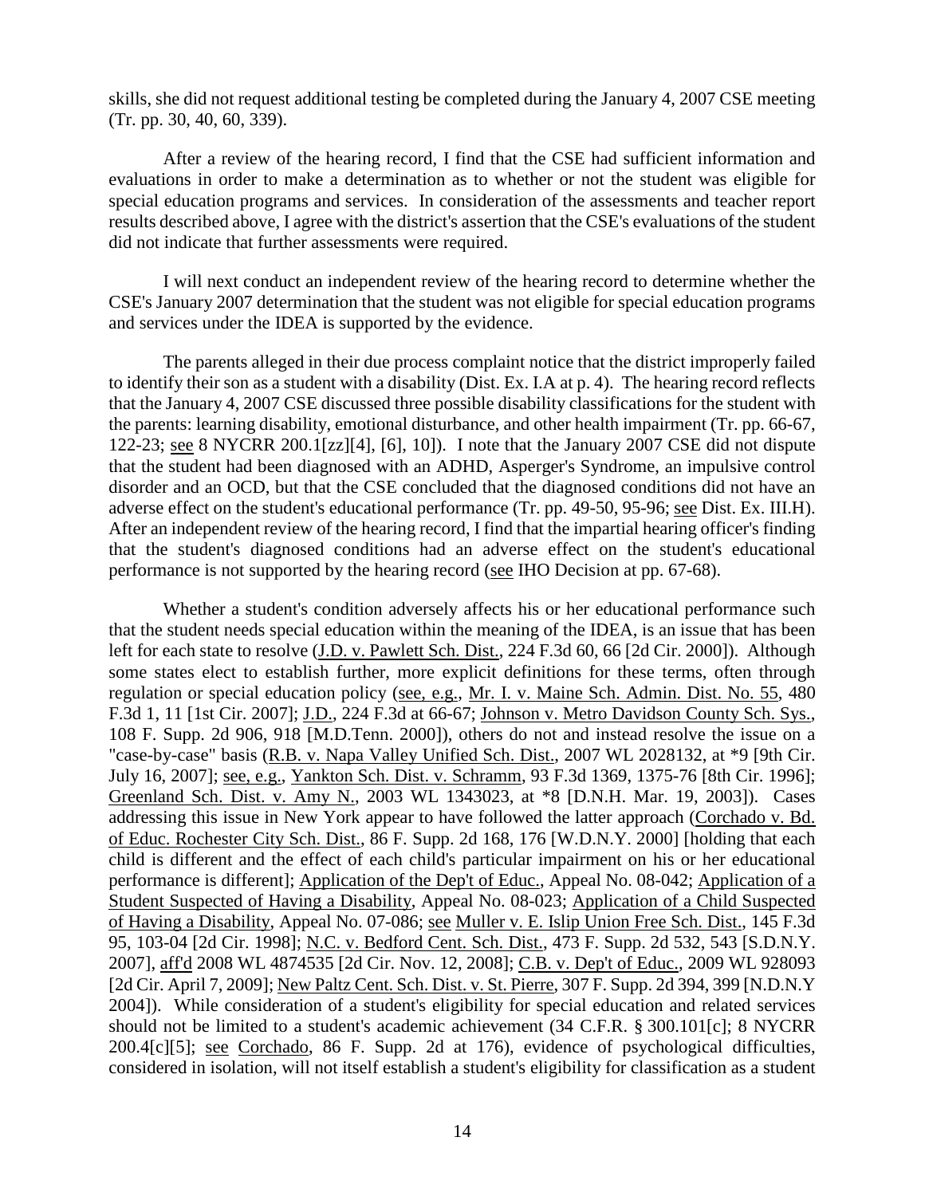skills, she did not request additional testing be completed during the January 4, 2007 CSE meeting (Tr. pp. 30, 40, 60, 339).

After a review of the hearing record, I find that the CSE had sufficient information and evaluations in order to make a determination as to whether or not the student was eligible for special education programs and services. In consideration of the assessments and teacher report results described above, I agree with the district's assertion that the CSE's evaluations of the student did not indicate that further assessments were required.

I will next conduct an independent review of the hearing record to determine whether the CSE's January 2007 determination that the student was not eligible for special education programs and services under the IDEA is supported by the evidence.

The parents alleged in their due process complaint notice that the district improperly failed to identify their son as a student with a disability (Dist. Ex. I.A at p. 4). The hearing record reflects that the January 4, 2007 CSE discussed three possible disability classifications for the student with the parents: learning disability, emotional disturbance, and other health impairment (Tr. pp. 66-67, 122-23; see 8 NYCRR 200.1[zz][4], [6], 10]). I note that the January 2007 CSE did not dispute that the student had been diagnosed with an ADHD, Asperger's Syndrome, an impulsive control disorder and an OCD, but that the CSE concluded that the diagnosed conditions did not have an adverse effect on the student's educational performance (Tr. pp. 49-50, 95-96; see Dist. Ex. III.H). After an independent review of the hearing record, I find that the impartial hearing officer's finding that the student's diagnosed conditions had an adverse effect on the student's educational performance is not supported by the hearing record (see IHO Decision at pp. 67-68).

Whether a student's condition adversely affects his or her educational performance such that the student needs special education within the meaning of the IDEA, is an issue that has been left for each state to resolve (J.D. v. Pawlett Sch. Dist., 224 F.3d 60, 66 [2d Cir. 2000]). Although some states elect to establish further, more explicit definitions for these terms, often through regulation or special education policy (see, e.g., Mr. I. v. Maine Sch. Admin. Dist. No. 55, 480 F.3d 1, 11 [1st Cir. 2007]; J.D., 224 F.3d at 66-67; Johnson v. Metro Davidson County Sch. Sys., 108 F. Supp. 2d 906, 918 [M.D.Tenn. 2000]), others do not and instead resolve the issue on a "case-by-case" basis (R.B. v. Napa Valley Unified Sch. Dist., 2007 WL 2028132, at *9 [9th Cir. July 16, 2007]; see, e.g., Yankton Sch. Dist. v. Schramm, 93 F.3d 1369, 1375-76 [8th Cir. 1996]; Greenland Sch. Dist. v. Amy N., 2003 WL 1343023, at *8 [D.N.H. Mar. 19, 2003]). Cases addressing this issue in New York appear to have followed the latter approach (Corchado v. Bd. of Educ. Rochester City Sch. Dist., 86 F. Supp. 2d 168, 176 [W.D.N.Y. 2000] [holding that each child is different and the effect of each child's particular impairment on his or her educational performance is different]; Application of the Dep't of Educ., Appeal No. 08-042; Application of a Student Suspected of Having a Disability, Appeal No. 08-023; Application of a Child Suspected of Having a Disability, Appeal No. 07-086; see Muller v. E. Islip Union Free Sch. Dist., 145 F.3d 95, 103-04 [2d Cir. 1998]; N.C. v. Bedford Cent. Sch. Dist., 473 F. Supp. 2d 532, 543 [S.D.N.Y. 2007], aff'd 2008 WL 4874535 [2d Cir. Nov. 12, 2008]; C.B. v. Dep't of Educ., 2009 WL 928093 [2d Cir. April 7, 2009]; New Paltz Cent. Sch. Dist. v. St. Pierre, 307 F. Supp. 2d 394, 399 [N.D.N.Y 2004]). While consideration of a student's eligibility for special education and related services should not be limited to a student's academic achievement (34 C.F.R. § 300.101[c]; 8 NYCRR 200.4[c][5]; see Corchado, 86 F. Supp. 2d at 176), evidence of psychological difficulties, considered in isolation, will not itself establish a student's eligibility for classification as a student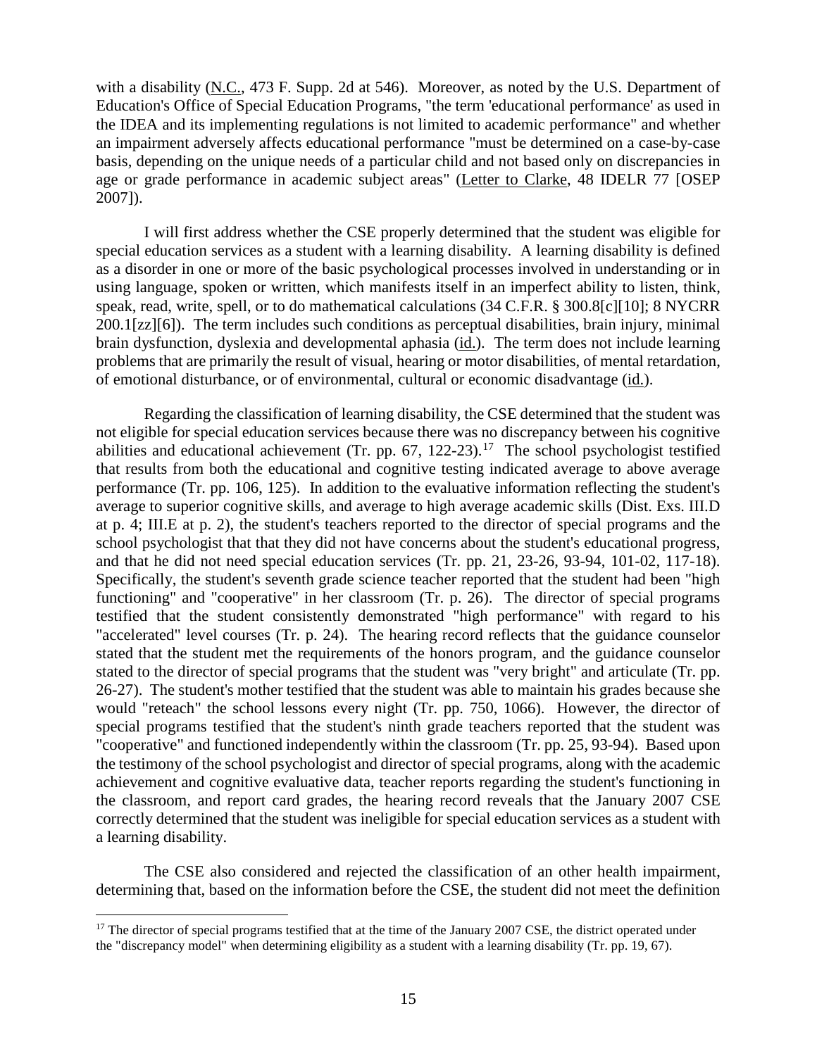with a disability (N.C., 473 F. Supp. 2d at 546). Moreover, as noted by the U.S. Department of Education's Office of Special Education Programs, "the term 'educational performance' as used in the IDEA and its implementing regulations is not limited to academic performance" and whether an impairment adversely affects educational performance "must be determined on a case-by-case basis, depending on the unique needs of a particular child and not based only on discrepancies in age or grade performance in academic subject areas" (Letter to Clarke, 48 IDELR 77 [OSEP 2007]).

I will first address whether the CSE properly determined that the student was eligible for special education services as a student with a learning disability. A learning disability is defined as a disorder in one or more of the basic psychological processes involved in understanding or in using language, spoken or written, which manifests itself in an imperfect ability to listen, think, speak, read, write, spell, or to do mathematical calculations (34 C.F.R. § 300.8[c][10]; 8 NYCRR 200.1[zz][6]). The term includes such conditions as perceptual disabilities, brain injury, minimal brain dysfunction, dyslexia and developmental aphasia (id.). The term does not include learning problems that are primarily the result of visual, hearing or motor disabilities, of mental retardation, of emotional disturbance, or of environmental, cultural or economic disadvantage (id.).

Regarding the classification of learning disability, the CSE determined that the student was not eligible for special education services because there was no discrepancy between his cognitive abilities and educational achievement (Tr. pp. 67, 122-23).[17] The school psychologist testified that results from both the educational and cognitive testing indicated average to above average performance (Tr. pp. 106, 125). In addition to the evaluative information reflecting the student's average to superior cognitive skills, and average to high average academic skills (Dist. Exs. III.D at p. 4; III.E at p. 2), the student's teachers reported to the director of special programs and the school psychologist that that they did not have concerns about the student's educational progress, and that he did not need special education services (Tr. pp. 21, 23-26, 93-94, 101-02, 117-18). Specifically, the student's seventh grade science teacher reported that the student had been "high functioning" and "cooperative" in her classroom (Tr. p. 26). The director of special programs testified that the student consistently demonstrated "high performance" with regard to his "accelerated" level courses (Tr. p. 24). The hearing record reflects that the guidance counselor stated that the student met the requirements of the honors program, and the guidance counselor stated to the director of special programs that the student was "very bright" and articulate (Tr. pp. 26-27). The student's mother testified that the student was able to maintain his grades because she would "reteach" the school lessons every night (Tr. pp. 750, 1066). However, the director of special programs testified that the student's ninth grade teachers reported that the student was "cooperative" and functioned independently within the classroom (Tr. pp. 25, 93-94). Based upon the testimony of the school psychologist and director of special programs, along with the academic achievement and cognitive evaluative data, teacher reports regarding the student's functioning in the classroom, and report card grades, the hearing record reveals that the January 2007 CSE correctly determined that the student was ineligible for special education services as a student with a learning disability.

The CSE also considered and rejected the classification of an other health impairment, determining that, based on the information before the CSE, the student did not meet the definition

[17] The director of special programs testified that at the time of the January 2007 CSE, the district operated under the "discrepancy model" when determining eligibility as a student with a learning disability (Tr. pp. 19, 67).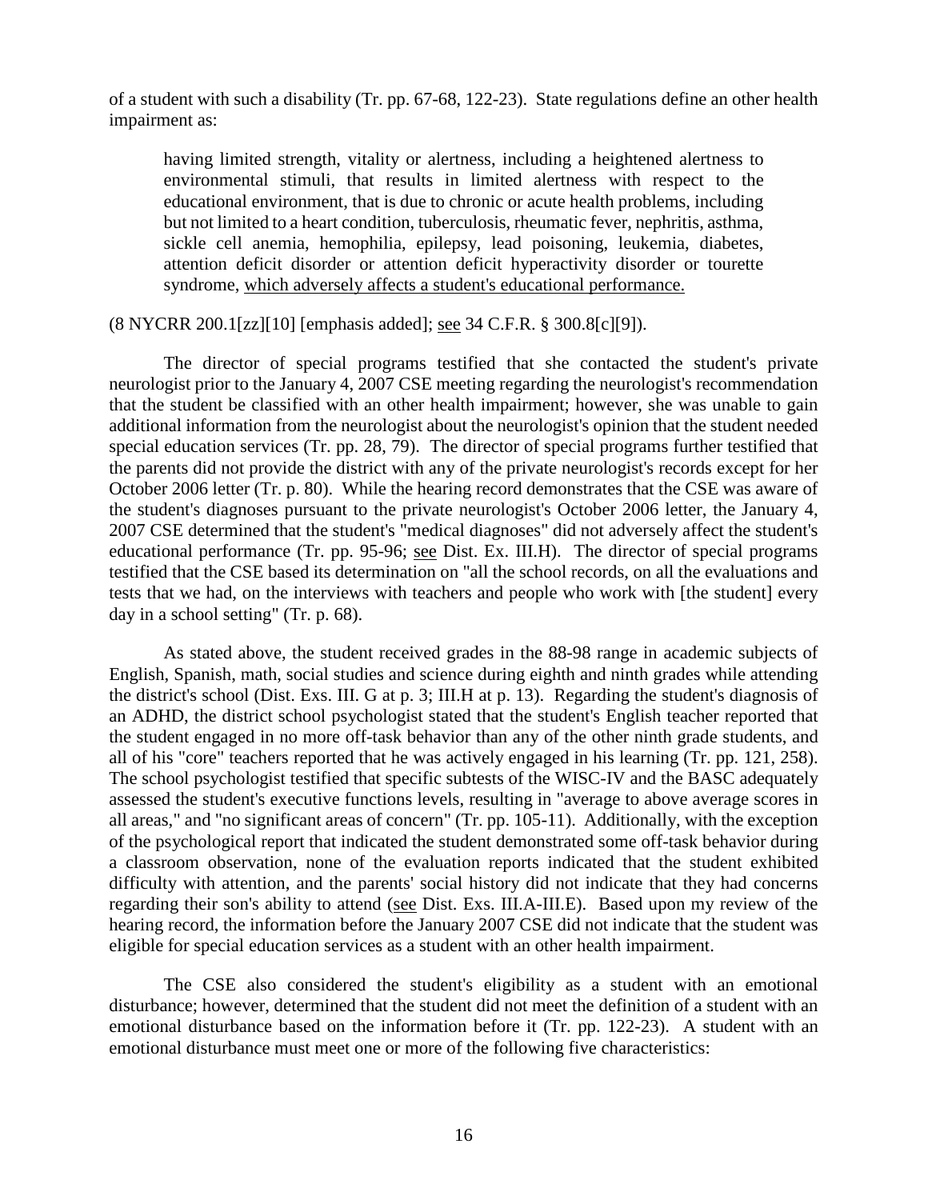of a student with such a disability (Tr. pp. 67-68, 122-23). State regulations define an other health impairment as:

> having limited strength, vitality or alertness, including a heightened alertness to environmental stimuli, that results in limited alertness with respect to the educational environment, that is due to chronic or acute health problems, including but not limited to a heart condition, tuberculosis, rheumatic fever, nephritis, asthma, sickle cell anemia, hemophilia, epilepsy, lead poisoning, leukemia, diabetes, attention deficit disorder or attention deficit hyperactivity disorder or tourette syndrome, <u>which adversely affects a student's educational performance.</u>

(8 NYCRR 200.1[zz][10] [emphasis added]; <u>see</u> 34 C.F.R. § 300.8[c][9]).

The director of special programs testified that she contacted the student's private neurologist prior to the January 4, 2007 CSE meeting regarding the neurologist's recommendation that the student be classified with an other health impairment; however, she was unable to gain additional information from the neurologist about the neurologist's opinion that the student needed special education services (Tr. pp. 28, 79). The director of special programs further testified that the parents did not provide the district with any of the private neurologist's records except for her October 2006 letter (Tr. p. 80). While the hearing record demonstrates that the CSE was aware of the student's diagnoses pursuant to the private neurologist's October 2006 letter, the January 4, 2007 CSE determined that the student's "medical diagnoses" did not adversely affect the student's educational performance (Tr. pp. 95-96; <u>see</u> Dist. Ex. III.H). The director of special programs testified that the CSE based its determination on "all the school records, on all the evaluations and tests that we had, on the interviews with teachers and people who work with [the student] every day in a school setting" (Tr. p. 68).

As stated above, the student received grades in the 88-98 range in academic subjects of English, Spanish, math, social studies and science during eighth and ninth grades while attending the district's school (Dist. Exs. III. G at p. 3; III.H at p. 13). Regarding the student's diagnosis of an ADHD, the district school psychologist stated that the student's English teacher reported that the student engaged in no more off-task behavior than any of the other ninth grade students, and all of his "core" teachers reported that he was actively engaged in his learning (Tr. pp. 121, 258). The school psychologist testified that specific subtests of the WISC-IV and the BASC adequately assessed the student's executive functions levels, resulting in "average to above average scores in all areas," and "no significant areas of concern" (Tr. pp. 105-11). Additionally, with the exception of the psychological report that indicated the student demonstrated some off-task behavior during a classroom observation, none of the evaluation reports indicated that the student exhibited difficulty with attention, and the parents' social history did not indicate that they had concerns regarding their son's ability to attend (<u>see</u> Dist. Exs. III.A-III.E). Based upon my review of the hearing record, the information before the January 2007 CSE did not indicate that the student was eligible for special education services as a student with an other health impairment.

The CSE also considered the student's eligibility as a student with an emotional disturbance; however, determined that the student did not meet the definition of a student with an emotional disturbance based on the information before it (Tr. pp. 122-23). A student with an emotional disturbance must meet one or more of the following five characteristics: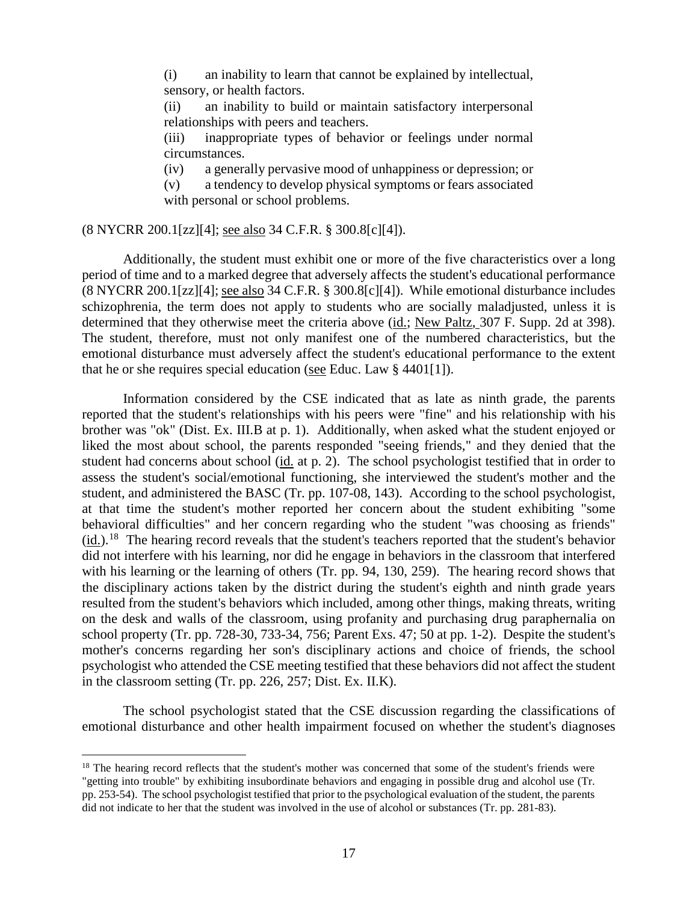(i) an inability to learn that cannot be explained by intellectual, sensory, or health factors.

(ii) an inability to build or maintain satisfactory interpersonal relationships with peers and teachers.

(iii) inappropriate types of behavior or feelings under normal circumstances.

(iv) a generally pervasive mood of unhappiness or depression; or

(v) a tendency to develop physical symptoms or fears associated with personal or school problems.

(8 NYCRR 200.1[zz][4]; see also 34 C.F.R. § 300.8[c][4]).

Additionally, the student must exhibit one or more of the five characteristics over a long period of time and to a marked degree that adversely affects the student's educational performance (8 NYCRR 200.1[zz][4]; see also 34 C.F.R. § 300.8[c][4]). While emotional disturbance includes schizophrenia, the term does not apply to students who are socially maladjusted, unless it is determined that they otherwise meet the criteria above (id.; New Paltz, 307 F. Supp. 2d at 398). The student, therefore, must not only manifest one of the numbered characteristics, but the emotional disturbance must adversely affect the student's educational performance to the extent that he or she requires special education (see Educ. Law § 4401[1]).

Information considered by the CSE indicated that as late as ninth grade, the parents reported that the student's relationships with his peers were "fine" and his relationship with his brother was "ok" (Dist. Ex. III.B at p. 1). Additionally, when asked what the student enjoyed or liked the most about school, the parents responded "seeing friends," and they denied that the student had concerns about school (id. at p. 2). The school psychologist testified that in order to assess the student's social/emotional functioning, she interviewed the student's mother and the student, and administered the BASC (Tr. pp. 107-08, 143). According to the school psychologist, at that time the student's mother reported her concern about the student exhibiting "some behavioral difficulties" and her concern regarding who the student "was choosing as friends" (id.).[18] The hearing record reveals that the student's teachers reported that the student's behavior did not interfere with his learning, nor did he engage in behaviors in the classroom that interfered with his learning or the learning of others (Tr. pp. 94, 130, 259). The hearing record shows that the disciplinary actions taken by the district during the student's eighth and ninth grade years resulted from the student's behaviors which included, among other things, making threats, writing on the desk and walls of the classroom, using profanity and purchasing drug paraphernalia on school property (Tr. pp. 728-30, 733-34, 756; Parent Exs. 47; 50 at pp. 1-2). Despite the student's mother's concerns regarding her son's disciplinary actions and choice of friends, the school psychologist who attended the CSE meeting testified that these behaviors did not affect the student in the classroom setting (Tr. pp. 226, 257; Dist. Ex. II.K).

The school psychologist stated that the CSE discussion regarding the classifications of emotional disturbance and other health impairment focused on whether the student's diagnoses

[18] The hearing record reflects that the student's mother was concerned that some of the student's friends were "getting into trouble" by exhibiting insubordinate behaviors and engaging in possible drug and alcohol use (Tr. pp. 253-54). The school psychologist testified that prior to the psychological evaluation of the student, the parents did not indicate to her that the student was involved in the use of alcohol or substances (Tr. pp. 281-83).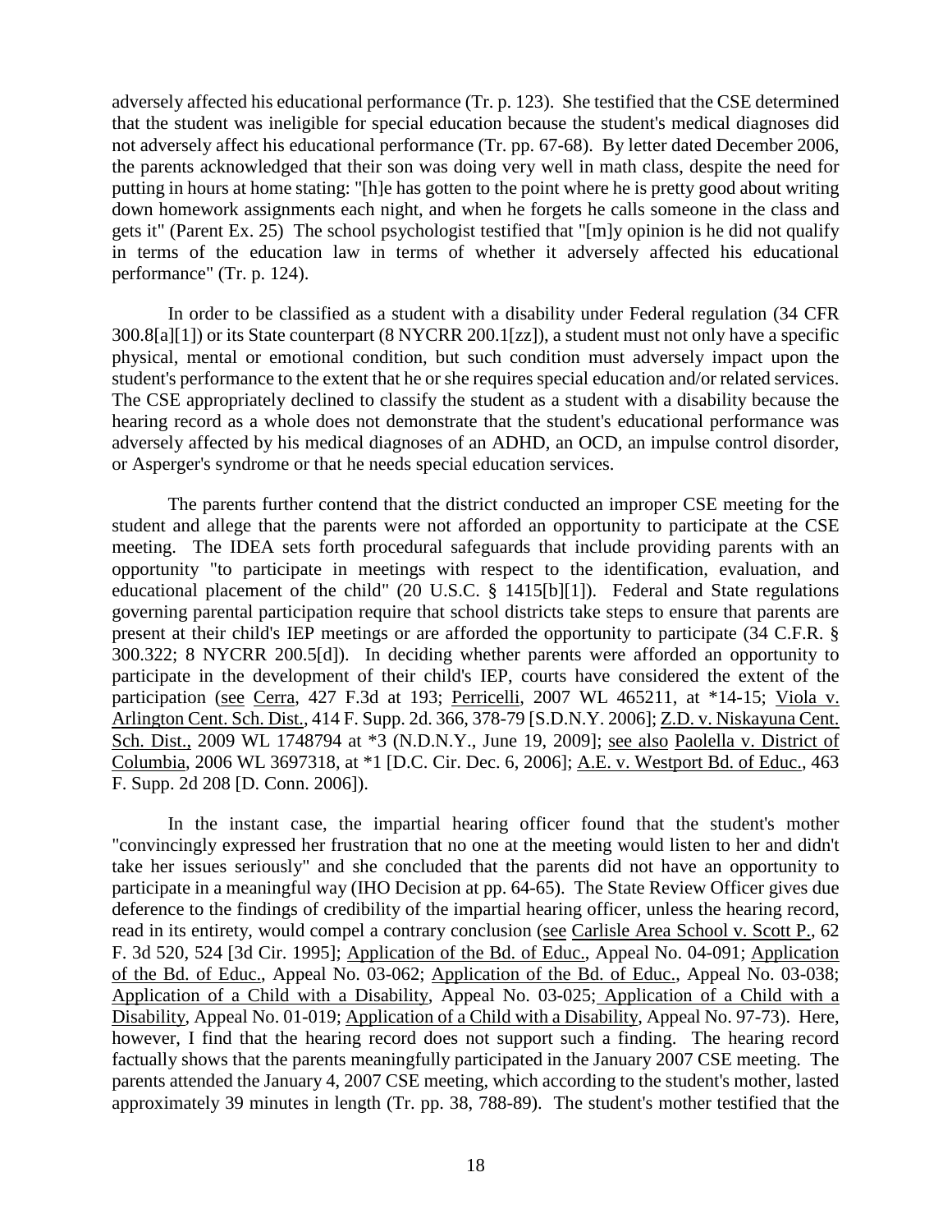adversely affected his educational performance (Tr. p. 123). She testified that the CSE determined that the student was ineligible for special education because the student's medical diagnoses did not adversely affect his educational performance (Tr. pp. 67-68). By letter dated December 2006, the parents acknowledged that their son was doing very well in math class, despite the need for putting in hours at home stating: "[h]e has gotten to the point where he is pretty good about writing down homework assignments each night, and when he forgets he calls someone in the class and gets it" (Parent Ex. 25) The school psychologist testified that "[m]y opinion is he did not qualify in terms of the education law in terms of whether it adversely affected his educational performance" (Tr. p. 124).

In order to be classified as a student with a disability under Federal regulation (34 CFR 300.8[a][1]) or its State counterpart (8 NYCRR 200.1[zz]), a student must not only have a specific physical, mental or emotional condition, but such condition must adversely impact upon the student's performance to the extent that he or she requires special education and/or related services. The CSE appropriately declined to classify the student as a student with a disability because the hearing record as a whole does not demonstrate that the student's educational performance was adversely affected by his medical diagnoses of an ADHD, an OCD, an impulse control disorder, or Asperger's syndrome or that he needs special education services.

The parents further contend that the district conducted an improper CSE meeting for the student and allege that the parents were not afforded an opportunity to participate at the CSE meeting. The IDEA sets forth procedural safeguards that include providing parents with an opportunity "to participate in meetings with respect to the identification, evaluation, and educational placement of the child" (20 U.S.C. § 1415[b][1]). Federal and State regulations governing parental participation require that school districts take steps to ensure that parents are present at their child's IEP meetings or are afforded the opportunity to participate (34 C.F.R. § 300.322; 8 NYCRR 200.5[d]). In deciding whether parents were afforded an opportunity to participate in the development of their child's IEP, courts have considered the extent of the participation (see Cerra, 427 F.3d at 193; Perricelli, 2007 WL 465211, at *14-15; Viola v. Arlington Cent. Sch. Dist., 414 F. Supp. 2d. 366, 378-79 [S.D.N.Y. 2006]; Z.D. v. Niskayuna Cent. Sch. Dist., 2009 WL 1748794 at *3 (N.D.N.Y., June 19, 2009]; see also Paolella v. District of Columbia, 2006 WL 3697318, at *1 [D.C. Cir. Dec. 6, 2006]; A.E. v. Westport Bd. of Educ., 463 F. Supp. 2d 208 [D. Conn. 2006]).

In the instant case, the impartial hearing officer found that the student's mother "convincingly expressed her frustration that no one at the meeting would listen to her and didn't take her issues seriously" and she concluded that the parents did not have an opportunity to participate in a meaningful way (IHO Decision at pp. 64-65). The State Review Officer gives due deference to the findings of credibility of the impartial hearing officer, unless the hearing record, read in its entirety, would compel a contrary conclusion (see Carlisle Area School v. Scott P., 62 F. 3d 520, 524 [3d Cir. 1995]; Application of the Bd. of Educ., Appeal No. 04-091; Application of the Bd. of Educ., Appeal No. 03-062; Application of the Bd. of Educ., Appeal No. 03-038; Application of a Child with a Disability, Appeal No. 03-025; Application of a Child with a Disability, Appeal No. 01-019; Application of a Child with a Disability, Appeal No. 97-73). Here, however, I find that the hearing record does not support such a finding. The hearing record factually shows that the parents meaningfully participated in the January 2007 CSE meeting. The parents attended the January 4, 2007 CSE meeting, which according to the student's mother, lasted approximately 39 minutes in length (Tr. pp. 38, 788-89). The student's mother testified that the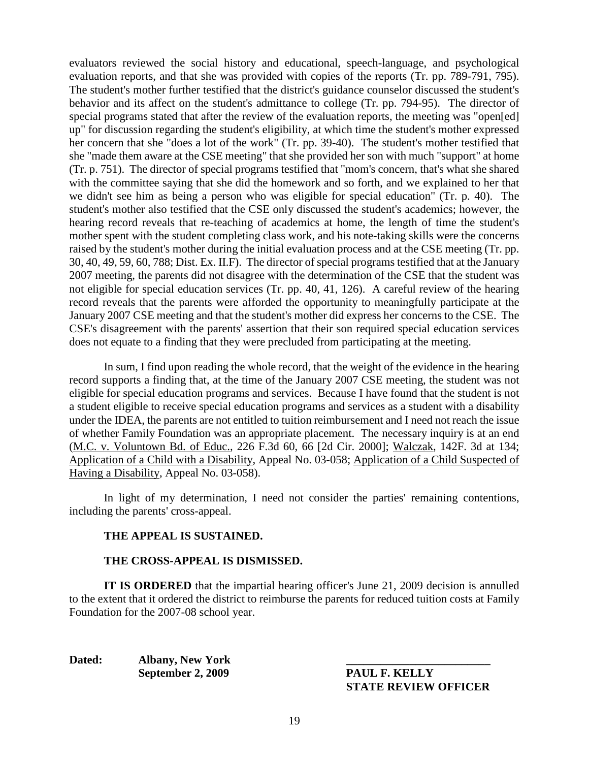evaluators reviewed the social history and educational, speech-language, and psychological evaluation reports, and that she was provided with copies of the reports (Tr. pp. 789-791, 795). The student's mother further testified that the district's guidance counselor discussed the student's behavior and its affect on the student's admittance to college (Tr. pp. 794-95). The director of special programs stated that after the review of the evaluation reports, the meeting was "open[ed] up" for discussion regarding the student's eligibility, at which time the student's mother expressed her concern that she "does a lot of the work" (Tr. pp. 39-40). The student's mother testified that she "made them aware at the CSE meeting" that she provided her son with much "support" at home (Tr. p. 751). The director of special programs testified that "mom's concern, that's what she shared with the committee saying that she did the homework and so forth, and we explained to her that we didn't see him as being a person who was eligible for special education" (Tr. p. 40). The student's mother also testified that the CSE only discussed the student's academics; however, the hearing record reveals that re-teaching of academics at home, the length of time the student's mother spent with the student completing class work, and his note-taking skills were the concerns raised by the student's mother during the initial evaluation process and at the CSE meeting (Tr. pp. 30, 40, 49, 59, 60, 788; Dist. Ex. II.F). The director of special programs testified that at the January 2007 meeting, the parents did not disagree with the determination of the CSE that the student was not eligible for special education services (Tr. pp. 40, 41, 126). A careful review of the hearing record reveals that the parents were afforded the opportunity to meaningfully participate at the January 2007 CSE meeting and that the student's mother did express her concerns to the CSE. The CSE's disagreement with the parents' assertion that their son required special education services does not equate to a finding that they were precluded from participating at the meeting.

In sum, I find upon reading the whole record, that the weight of the evidence in the hearing record supports a finding that, at the time of the January 2007 CSE meeting, the student was not eligible for special education programs and services. Because I have found that the student is not a student eligible to receive special education programs and services as a student with a disability under the IDEA, the parents are not entitled to tuition reimbursement and I need not reach the issue of whether Family Foundation was an appropriate placement. The necessary inquiry is at an end (M.C. v. Voluntown Bd. of Educ., 226 F.3d 60, 66 [2d Cir. 2000]; Walczak, 142F. 3d at 134; Application of a Child with a Disability, Appeal No. 03-058; Application of a Child Suspected of Having a Disability, Appeal No. 03-058).

In light of my determination, I need not consider the parties' remaining contentions, including the parents' cross-appeal.

**THE APPEAL IS SUSTAINED.**

**THE CROSS-APPEAL IS DISMISSED.**

**IT IS ORDERED** that the impartial hearing officer's June 21, 2009 decision is annulled to the extent that it ordered the district to reimburse the parents for reduced tuition costs at Family Foundation for the 2007-08 school year.

**Dated: Albany, New York**
**September 2, 2009**

_________________________
**PAUL F. KELLY**
**STATE REVIEW OFFICER**